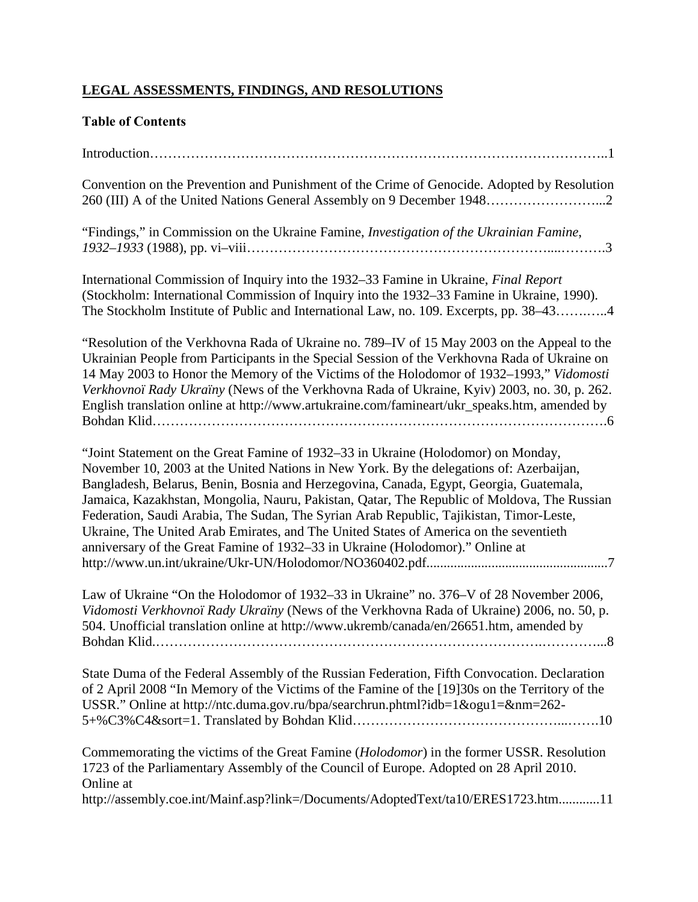# LEGAL ASSESSMENTS, FINDINGS, AND RESOLUTIONS

## Table of Contents

Introduction……………………………………………………………………………………..1

Convention on the Prevention and Punishment of the Crime of Genocide. Adopted by Resolution 260 (III) A of the United Nations General Assembly on 9 December 1948……………………...2

"Findings," in Commission on the Ukraine Famine, *Investigation of the Ukrainian Famine, 1932–1933* (1988), pp. vi–viii……………………………………………………….....……….3

International Commission of Inquiry into the 1932–33 Famine in Ukraine, *Final Report* (Stockholm: International Commission of Inquiry into the 1932–33 Famine in Ukraine, 1990). The Stockholm Institute of Public and International Law, no. 109. Excerpts, pp. 38–43…….…..4

"Resolution of the Verkhovna Rada of Ukraine no. 789–IV of 15 May 2003 on the Appeal to the Ukrainian People from Participants in the Special Session of the Verkhovna Rada of Ukraine on 14 May 2003 to Honor the Memory of the Victims of the Holodomor of 1932–1993," *Vidomosti Verkhovnoï Rady Ukraïny* (News of the Verkhovna Rada of Ukraine, Kyiv) 2003, no. 30, p. 262. English translation online at http://www.artukraine.com/famineart/ukr_speaks.htm, amended by Bohdan Klid……………………………………………………………………………………….6

"Joint Statement on the Great Famine of 1932–33 in Ukraine (Holodomor) on Monday, November 10, 2003 at the United Nations in New York. By the delegations of: Azerbaijan, Bangladesh, Belarus, Benin, Bosnia and Herzegovina, Canada, Egypt, Georgia, Guatemala, Jamaica, Kazakhstan, Mongolia, Nauru, Pakistan, Qatar, The Republic of Moldova, The Russian Federation, Saudi Arabia, The Sudan, The Syrian Arab Republic, Tajikistan, Timor-Leste, Ukraine, The United Arab Emirates, and The United States of America on the seventieth anniversary of the Great Famine of 1932–33 in Ukraine (Holodomor)." Online at http://www.un.int/ukraine/Ukr-UN/Holodomor/NO360402.pdf....................................................7

Law of Ukraine "On the Holodomor of 1932–33 in Ukraine" no. 376–V of 28 November 2006, *Vidomosti Verkhovnoï Rady Ukraïny* (News of the Verkhovna Rada of Ukraine) 2006, no. 50, p. 504. Unofficial translation online at http://www.ukremb/canada/en/26651.htm, amended by Bohdan Klid.……………….…………………………………………………….…………...8

State Duma of the Federal Assembly of the Russian Federation, Fifth Convocation. Declaration of 2 April 2008 "In Memory of the Victims of the Famine of the [19]30s on the Territory of the USSR." Online at http://ntc.duma.gov.ru/bpa/searchrun.phtml?idb=1&ogu1=&nm=262-5+%C3%C4&sort=1. Translated by Bohdan Klid……………………………………....…….10

Commemorating the victims of the Great Famine (*Holodomor*) in the former USSR. Resolution 1723 of the Parliamentary Assembly of the Council of Europe. Adopted on 28 April 2010. Online at http://assembly.coe.int/Mainf.asp?link=/Documents/AdoptedText/ta10/ERES1723.htm............11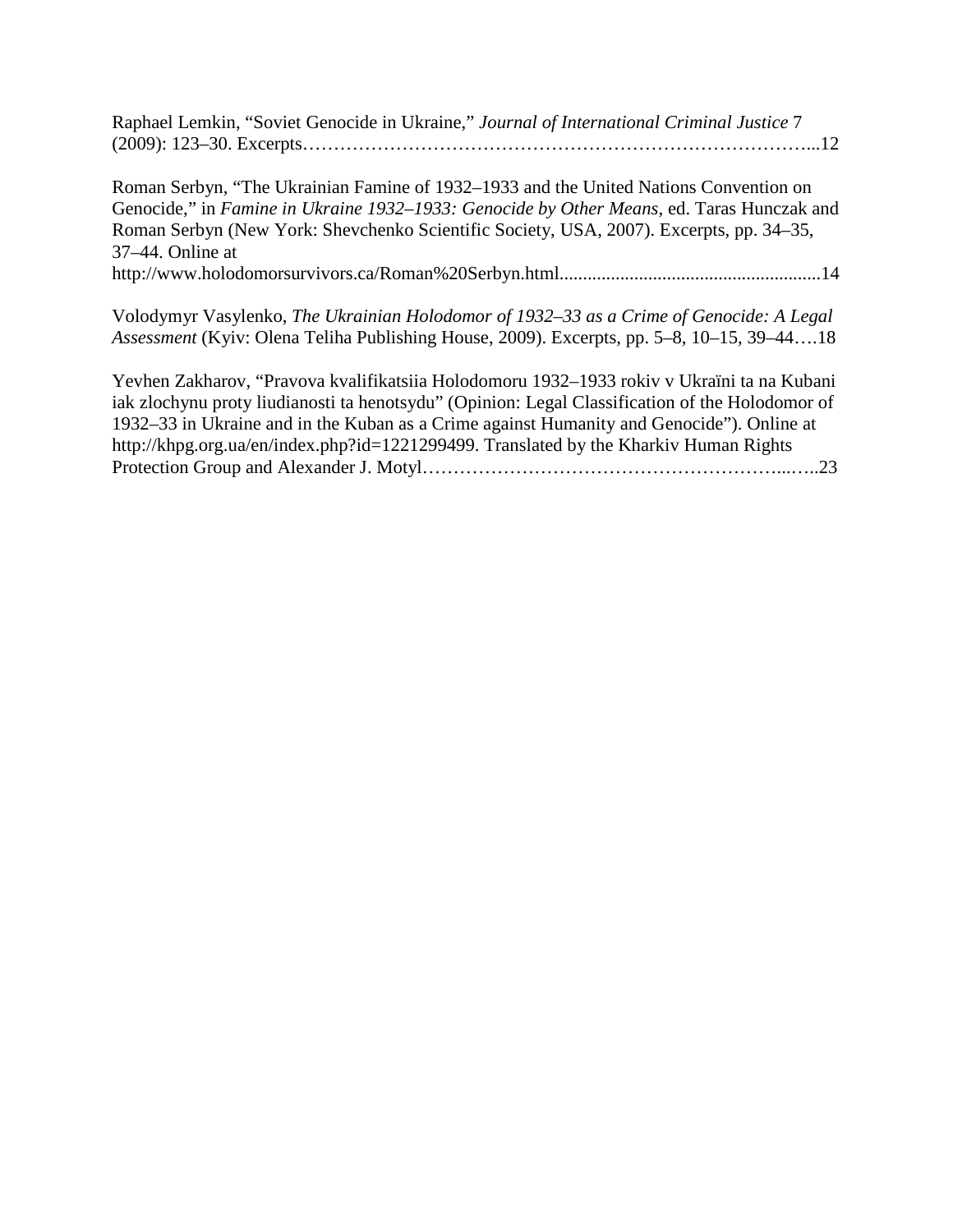Raphael Lemkin, “Soviet Genocide in Ukraine,” *Journal of International Criminal Justice* 7 (2009): 123–30. Excerpts…………………………………………………………………………...12

Roman Serbyn, “The Ukrainian Famine of 1932–1933 and the United Nations Convention on Genocide,” in *Famine in Ukraine 1932–1933: Genocide by Other Means*, ed. Taras Hunczak and Roman Serbyn (New York: Shevchenko Scientific Society, USA, 2007). Excerpts, pp. 34–35, 37–44. Online at http://www.holodomorsurvivors.ca/Roman%20Serbyn.html.......................................................14

Volodymyr Vasylenko, *The Ukrainian Holodomor of 1932–33 as a Crime of Genocide: A Legal Assessment* (Kyiv: Olena Teliha Publishing House, 2009). Excerpts, pp. 5–8, 10–15, 39–44….18

Yevhen Zakharov, “Pravova kvalifikatsiia Holodomoru 1932–1933 rokiv v Ukraïni ta na Kubani iak zlochynu proty liudianosti ta henotsydu” (Opinion: Legal Classification of the Holodomor of 1932–33 in Ukraine and in the Kuban as a Crime against Humanity and Genocide”). Online at http://khpg.org.ua/en/index.php?id=1221299499. Translated by the Kharkiv Human Rights Protection Group and Alexander J. Motyl…………………………………………………...…..23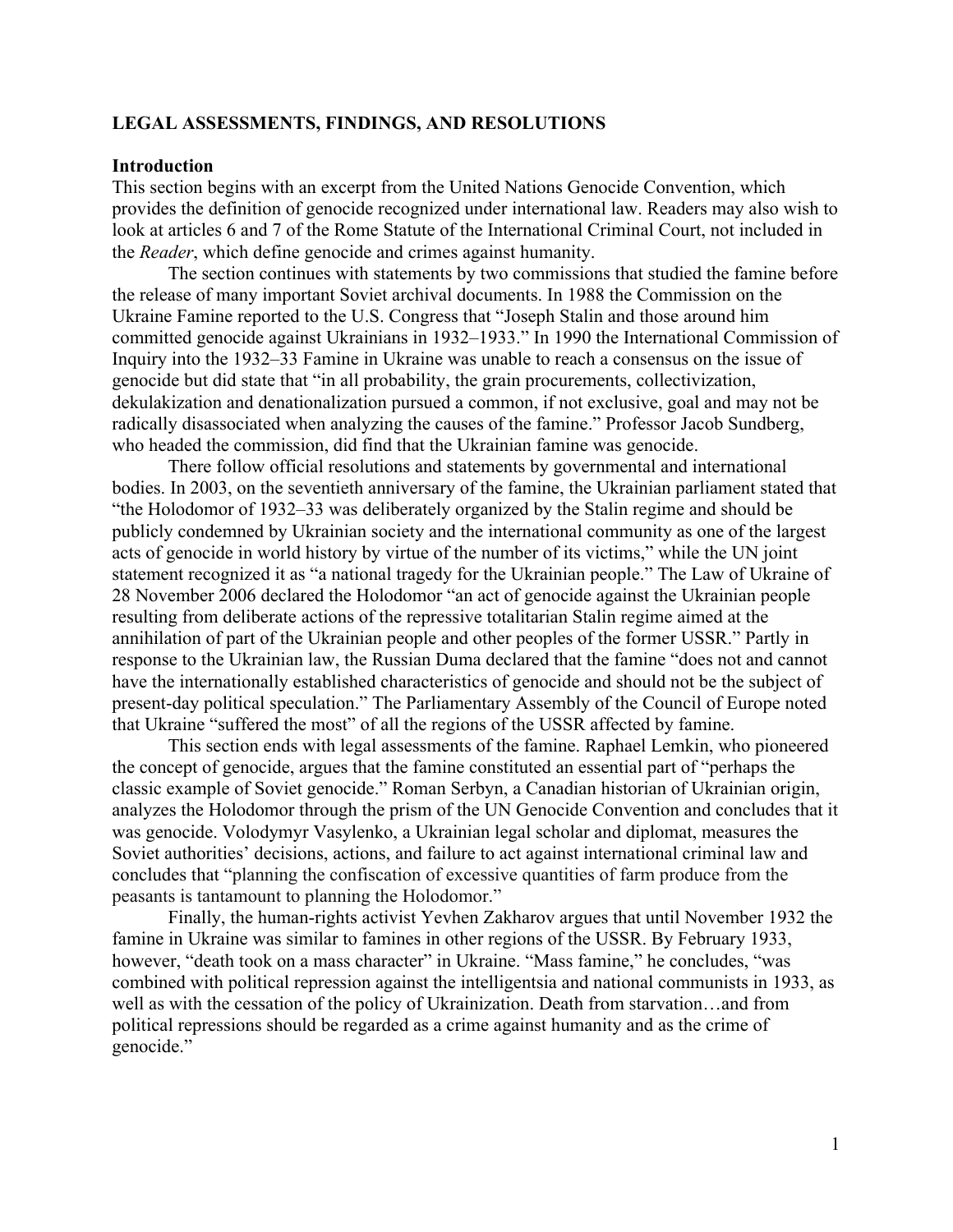## LEGAL ASSESSMENTS, FINDINGS, AND RESOLUTIONS

### Introduction

This section begins with an excerpt from the United Nations Genocide Convention, which provides the definition of genocide recognized under international law. Readers may also wish to look at articles 6 and 7 of the Rome Statute of the International Criminal Court, not included in the *Reader*, which define genocide and crimes against humanity.

The section continues with statements by two commissions that studied the famine before the release of many important Soviet archival documents. In 1988 the Commission on the Ukraine Famine reported to the U.S. Congress that "Joseph Stalin and those around him committed genocide against Ukrainians in 1932–1933." In 1990 the International Commission of Inquiry into the 1932–33 Famine in Ukraine was unable to reach a consensus on the issue of genocide but did state that "in all probability, the grain procurements, collectivization, dekulakization and denationalization pursued a common, if not exclusive, goal and may not be radically disassociated when analyzing the causes of the famine." Professor Jacob Sundberg, who headed the commission, did find that the Ukrainian famine was genocide.

There follow official resolutions and statements by governmental and international bodies. In 2003, on the seventieth anniversary of the famine, the Ukrainian parliament stated that "the Holodomor of 1932–33 was deliberately organized by the Stalin regime and should be publicly condemned by Ukrainian society and the international community as one of the largest acts of genocide in world history by virtue of the number of its victims," while the UN joint statement recognized it as "a national tragedy for the Ukrainian people." The Law of Ukraine of 28 November 2006 declared the Holodomor "an act of genocide against the Ukrainian people resulting from deliberate actions of the repressive totalitarian Stalin regime aimed at the annihilation of part of the Ukrainian people and other peoples of the former USSR." Partly in response to the Ukrainian law, the Russian Duma declared that the famine "does not and cannot have the internationally established characteristics of genocide and should not be the subject of present-day political speculation." The Parliamentary Assembly of the Council of Europe noted that Ukraine "suffered the most" of all the regions of the USSR affected by famine.

This section ends with legal assessments of the famine. Raphael Lemkin, who pioneered the concept of genocide, argues that the famine constituted an essential part of "perhaps the classic example of Soviet genocide." Roman Serbyn, a Canadian historian of Ukrainian origin, analyzes the Holodomor through the prism of the UN Genocide Convention and concludes that it was genocide. Volodymyr Vasylenko, a Ukrainian legal scholar and diplomat, measures the Soviet authorities' decisions, actions, and failure to act against international criminal law and concludes that "planning the confiscation of excessive quantities of farm produce from the peasants is tantamount to planning the Holodomor."

Finally, the human-rights activist Yevhen Zakharov argues that until November 1932 the famine in Ukraine was similar to famines in other regions of the USSR. By February 1933, however, "death took on a mass character" in Ukraine. "Mass famine," he concludes, "was combined with political repression against the intelligentsia and national communists in 1933, as well as with the cessation of the policy of Ukrainization. Death from starvation…and from political repressions should be regarded as a crime against humanity and as the crime of genocide."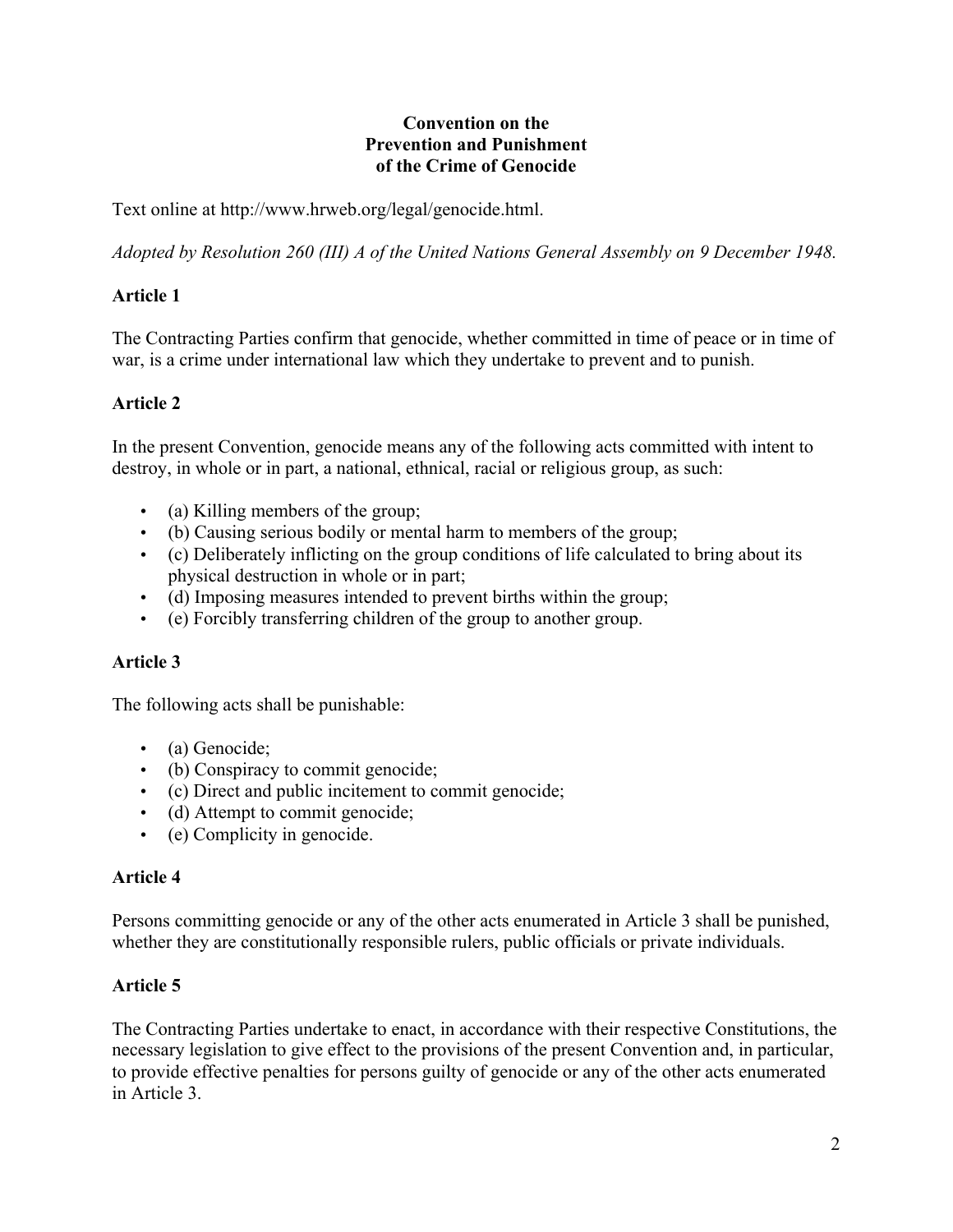# Convention on the Prevention and Punishment of the Crime of Genocide

Text online at http://www.hrweb.org/legal/genocide.html.

*Adopted by Resolution 260 (III) A of the United Nations General Assembly on 9 December 1948.*

## Article 1

The Contracting Parties confirm that genocide, whether committed in time of peace or in time of war, is a crime under international law which they undertake to prevent and to punish.

## Article 2

In the present Convention, genocide means any of the following acts committed with intent to destroy, in whole or in part, a national, ethnical, racial or religious group, as such:

- (a) Killing members of the group;
- (b) Causing serious bodily or mental harm to members of the group;
- (c) Deliberately inflicting on the group conditions of life calculated to bring about its physical destruction in whole or in part;
- (d) Imposing measures intended to prevent births within the group;
- (e) Forcibly transferring children of the group to another group.

## Article 3

The following acts shall be punishable:

- (a) Genocide;
- (b) Conspiracy to commit genocide;
- (c) Direct and public incitement to commit genocide;
- (d) Attempt to commit genocide;
- (e) Complicity in genocide.

## Article 4

Persons committing genocide or any of the other acts enumerated in Article 3 shall be punished, whether they are constitutionally responsible rulers, public officials or private individuals.

## Article 5

The Contracting Parties undertake to enact, in accordance with their respective Constitutions, the necessary legislation to give effect to the provisions of the present Convention and, in particular, to provide effective penalties for persons guilty of genocide or any of the other acts enumerated in Article 3.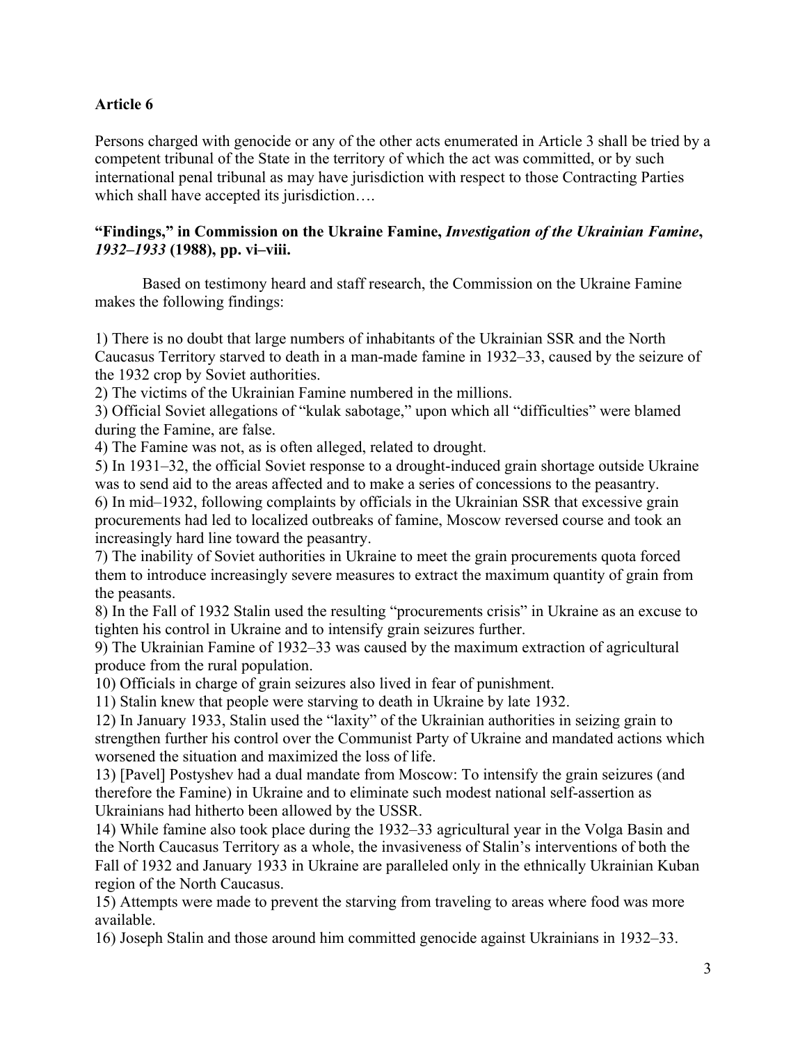## Article 6

Persons charged with genocide or any of the other acts enumerated in Article 3 shall be tried by a competent tribunal of the State in the territory of which the act was committed, or by such international penal tribunal as may have jurisdiction with respect to those Contracting Parties which shall have accepted its jurisdiction….

### "Findings," in Commission on the Ukraine Famine, *Investigation of the Ukrainian Famine, 1932–1933* (1988), pp. vi–viii.

Based on testimony heard and staff research, the Commission on the Ukraine Famine makes the following findings:

1) There is no doubt that large numbers of inhabitants of the Ukrainian SSR and the North Caucasus Territory starved to death in a man-made famine in 1932–33, caused by the seizure of the 1932 crop by Soviet authorities.
2) The victims of the Ukrainian Famine numbered in the millions.
3) Official Soviet allegations of "kulak sabotage," upon which all "difficulties" were blamed during the Famine, are false.
4) The Famine was not, as is often alleged, related to drought.
5) In 1931–32, the official Soviet response to a drought-induced grain shortage outside Ukraine was to send aid to the areas affected and to make a series of concessions to the peasantry.
6) In mid–1932, following complaints by officials in the Ukrainian SSR that excessive grain procurements had led to localized outbreaks of famine, Moscow reversed course and took an increasingly hard line toward the peasantry.
7) The inability of Soviet authorities in Ukraine to meet the grain procurements quota forced them to introduce increasingly severe measures to extract the maximum quantity of grain from the peasants.
8) In the Fall of 1932 Stalin used the resulting "procurements crisis" in Ukraine as an excuse to tighten his control in Ukraine and to intensify grain seizures further.
9) The Ukrainian Famine of 1932–33 was caused by the maximum extraction of agricultural produce from the rural population.
10) Officials in charge of grain seizures also lived in fear of punishment.
11) Stalin knew that people were starving to death in Ukraine by late 1932.
12) In January 1933, Stalin used the "laxity" of the Ukrainian authorities in seizing grain to strengthen further his control over the Communist Party of Ukraine and mandated actions which worsened the situation and maximized the loss of life.
13) [Pavel] Postyshev had a dual mandate from Moscow: To intensify the grain seizures (and therefore the Famine) in Ukraine and to eliminate such modest national self-assertion as Ukrainians had hitherto been allowed by the USSR.
14) While famine also took place during the 1932–33 agricultural year in the Volga Basin and the North Caucasus Territory as a whole, the invasiveness of Stalin's interventions of both the Fall of 1932 and January 1933 in Ukraine are paralleled only in the ethnically Ukrainian Kuban region of the North Caucasus.
15) Attempts were made to prevent the starving from traveling to areas where food was more available.
16) Joseph Stalin and those around him committed genocide against Ukrainians in 1932–33.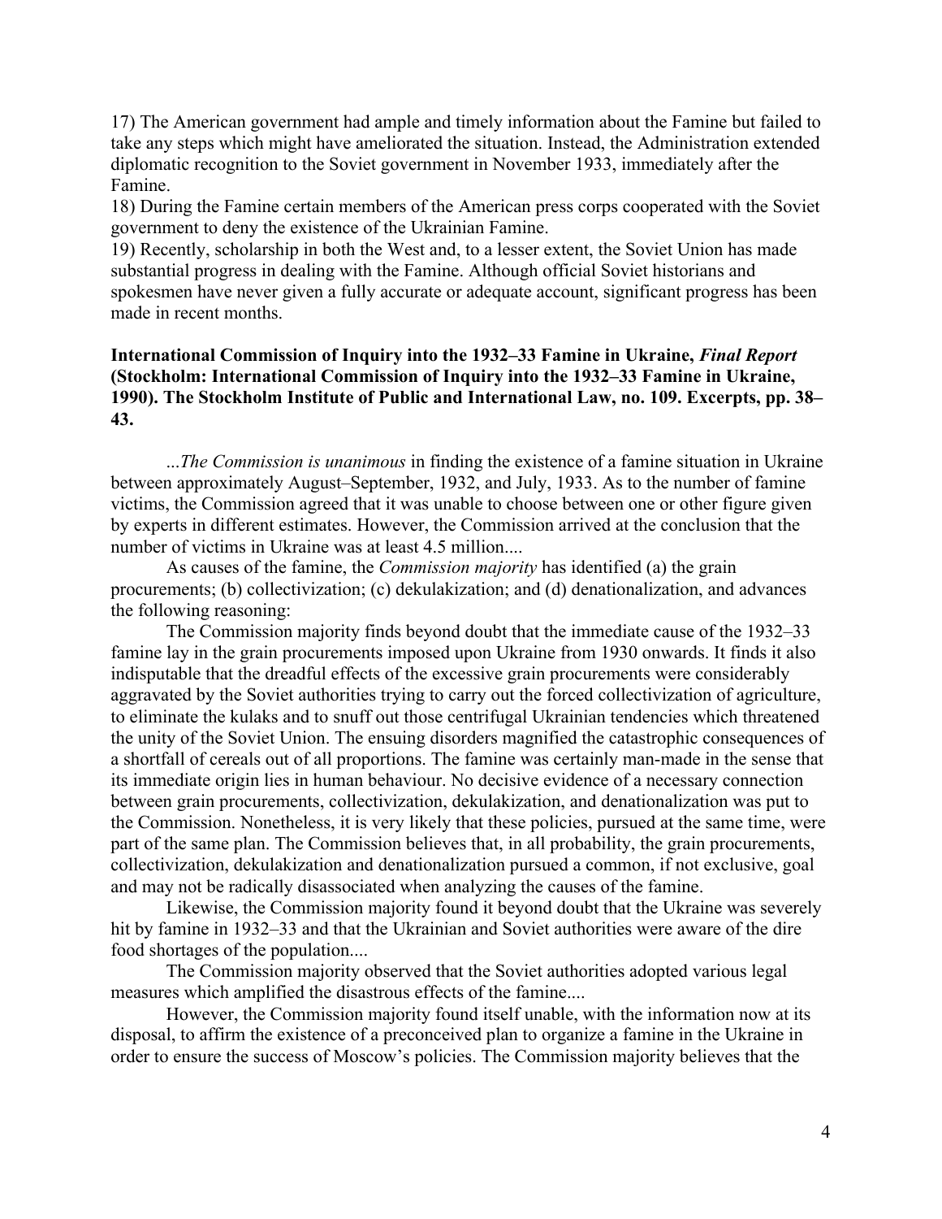17) The American government had ample and timely information about the Famine but failed to take any steps which might have ameliorated the situation. Instead, the Administration extended diplomatic recognition to the Soviet government in November 1933, immediately after the Famine.

18) During the Famine certain members of the American press corps cooperated with the Soviet government to deny the existence of the Ukrainian Famine.

19) Recently, scholarship in both the West and, to a lesser extent, the Soviet Union has made substantial progress in dealing with the Famine. Although official Soviet historians and spokesmen have never given a fully accurate or adequate account, significant progress has been made in recent months.

**International Commission of Inquiry into the 1932–33 Famine in Ukraine, *Final Report* (Stockholm: International Commission of Inquiry into the 1932–33 Famine in Ukraine, 1990). The Stockholm Institute of Public and International Law, no. 109. Excerpts, pp. 38–43.**

...*The Commission is unanimous* in finding the existence of a famine situation in Ukraine between approximately August–September, 1932, and July, 1933. As to the number of famine victims, the Commission agreed that it was unable to choose between one or other figure given by experts in different estimates. However, the Commission arrived at the conclusion that the number of victims in Ukraine was at least 4.5 million....

As causes of the famine, the *Commission majority* has identified (a) the grain procurements; (b) collectivization; (c) dekulakization; and (d) denationalization, and advances the following reasoning:

The Commission majority finds beyond doubt that the immediate cause of the 1932–33 famine lay in the grain procurements imposed upon Ukraine from 1930 onwards. It finds it also indisputable that the dreadful effects of the excessive grain procurements were considerably aggravated by the Soviet authorities trying to carry out the forced collectivization of agriculture, to eliminate the kulaks and to snuff out those centrifugal Ukrainian tendencies which threatened the unity of the Soviet Union. The ensuing disorders magnified the catastrophic consequences of a shortfall of cereals out of all proportions. The famine was certainly man-made in the sense that its immediate origin lies in human behaviour. No decisive evidence of a necessary connection between grain procurements, collectivization, dekulakization, and denationalization was put to the Commission. Nonetheless, it is very likely that these policies, pursued at the same time, were part of the same plan. The Commission believes that, in all probability, the grain procurements, collectivization, dekulakization and denationalization pursued a common, if not exclusive, goal and may not be radically disassociated when analyzing the causes of the famine.

Likewise, the Commission majority found it beyond doubt that the Ukraine was severely hit by famine in 1932–33 and that the Ukrainian and Soviet authorities were aware of the dire food shortages of the population....

The Commission majority observed that the Soviet authorities adopted various legal measures which amplified the disastrous effects of the famine....

However, the Commission majority found itself unable, with the information now at its disposal, to affirm the existence of a preconceived plan to organize a famine in the Ukraine in order to ensure the success of Moscow's policies. The Commission majority believes that the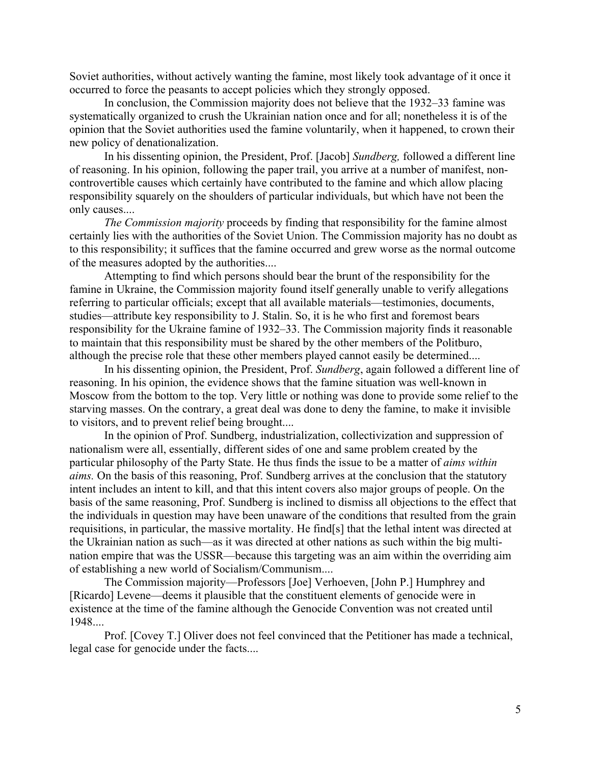Soviet authorities, without actively wanting the famine, most likely took advantage of it once it occurred to force the peasants to accept policies which they strongly opposed.

In conclusion, the Commission majority does not believe that the 1932–33 famine was systematically organized to crush the Ukrainian nation once and for all; nonetheless it is of the opinion that the Soviet authorities used the famine voluntarily, when it happened, to crown their new policy of denationalization.

In his dissenting opinion, the President, Prof. [Jacob] *Sundberg,* followed a different line of reasoning. In his opinion, following the paper trail, you arrive at a number of manifest, non-controvertible causes which certainly have contributed to the famine and which allow placing responsibility squarely on the shoulders of particular individuals, but which have not been the only causes....

*The Commission majority* proceeds by finding that responsibility for the famine almost certainly lies with the authorities of the Soviet Union. The Commission majority has no doubt as to this responsibility; it suffices that the famine occurred and grew worse as the normal outcome of the measures adopted by the authorities....

Attempting to find which persons should bear the brunt of the responsibility for the famine in Ukraine, the Commission majority found itself generally unable to verify allegations referring to particular officials; except that all available materials—testimonies, documents, studies—attribute key responsibility to J. Stalin. So, it is he who first and foremost bears responsibility for the Ukraine famine of 1932–33. The Commission majority finds it reasonable to maintain that this responsibility must be shared by the other members of the Politburo, although the precise role that these other members played cannot easily be determined....

In his dissenting opinion, the President, Prof. *Sundberg*, again followed a different line of reasoning. In his opinion, the evidence shows that the famine situation was well-known in Moscow from the bottom to the top. Very little or nothing was done to provide some relief to the starving masses. On the contrary, a great deal was done to deny the famine, to make it invisible to visitors, and to prevent relief being brought....

In the opinion of Prof. Sundberg, industrialization, collectivization and suppression of nationalism were all, essentially, different sides of one and same problem created by the particular philosophy of the Party State. He thus finds the issue to be a matter of *aims within aims.* On the basis of this reasoning, Prof. Sundberg arrives at the conclusion that the statutory intent includes an intent to kill, and that this intent covers also major groups of people. On the basis of the same reasoning, Prof. Sundberg is inclined to dismiss all objections to the effect that the individuals in question may have been unaware of the conditions that resulted from the grain requisitions, in particular, the massive mortality. He find[s] that the lethal intent was directed at the Ukrainian nation as such—as it was directed at other nations as such within the big multi-nation empire that was the USSR—because this targeting was an aim within the overriding aim of establishing a new world of Socialism/Communism....

The Commission majority—Professors [Joe] Verhoeven, [John P.] Humphrey and [Ricardo] Levene—deems it plausible that the constituent elements of genocide were in existence at the time of the famine although the Genocide Convention was not created until 1948....

Prof. [Covey T.] Oliver does not feel convinced that the Petitioner has made a technical, legal case for genocide under the facts....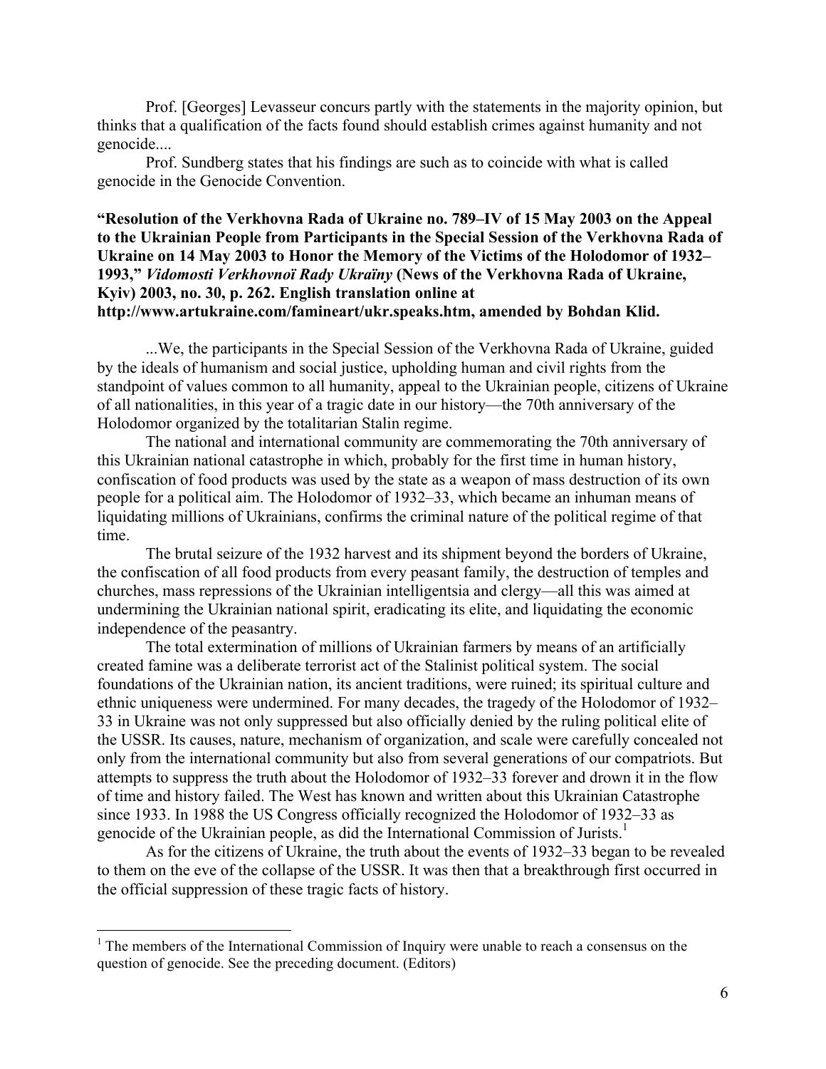Prof. [Georges] Levasseur concurs partly with the statements in the majority opinion, but thinks that a qualification of the facts found should establish crimes against humanity and not genocide....

Prof. Sundberg states that his findings are such as to coincide with what is called genocide in the Genocide Convention.

**"Resolution of the Verkhovna Rada of Ukraine no. 789–IV of 15 May 2003 on the Appeal to the Ukrainian People from Participants in the Special Session of the Verkhovna Rada of Ukraine on 14 May 2003 to Honor the Memory of the Victims of the Holodomor of 1932–1993,"** ***Vidomosti Verkhovnoï Rady Ukraïny*** **(News of the Verkhovna Rada of Ukraine, Kyiv) 2003, no. 30, p. 262. English translation online at http://www.artukraine.com/famineart/ukr.speaks.htm, amended by Bohdan Klid.**

...We, the participants in the Special Session of the Verkhovna Rada of Ukraine, guided by the ideals of humanism and social justice, upholding human and civil rights from the standpoint of values common to all humanity, appeal to the Ukrainian people, citizens of Ukraine of all nationalities, in this year of a tragic date in our history—the 70th anniversary of the Holodomor organized by the totalitarian Stalin regime.

The national and international community are commemorating the 70th anniversary of this Ukrainian national catastrophe in which, probably for the first time in human history, confiscation of food products was used by the state as a weapon of mass destruction of its own people for a political aim. The Holodomor of 1932–33, which became an inhuman means of liquidating millions of Ukrainians, confirms the criminal nature of the political regime of that time.

The brutal seizure of the 1932 harvest and its shipment beyond the borders of Ukraine, the confiscation of all food products from every peasant family, the destruction of temples and churches, mass repressions of the Ukrainian intelligentsia and clergy—all this was aimed at undermining the Ukrainian national spirit, eradicating its elite, and liquidating the economic independence of the peasantry.

The total extermination of millions of Ukrainian farmers by means of an artificially created famine was a deliberate terrorist act of the Stalinist political system. The social foundations of the Ukrainian nation, its ancient traditions, were ruined; its spiritual culture and ethnic uniqueness were undermined. For many decades, the tragedy of the Holodomor of 1932–33 in Ukraine was not only suppressed but also officially denied by the ruling political elite of the USSR. Its causes, nature, mechanism of organization, and scale were carefully concealed not only from the international community but also from several generations of our compatriots. But attempts to suppress the truth about the Holodomor of 1932–33 forever and drown it in the flow of time and history failed. The West has known and written about this Ukrainian Catastrophe since 1933. In 1988 the US Congress officially recognized the Holodomor of 1932–33 as genocide of the Ukrainian people, as did the International Commission of Jurists.[1]

As for the citizens of Ukraine, the truth about the events of 1932–33 began to be revealed to them on the eve of the collapse of the USSR. It was then that a breakthrough first occurred in the official suppression of these tragic facts of history.

---

[1] The members of the International Commission of Inquiry were unable to reach a consensus on the question of genocide. See the preceding document. (Editors)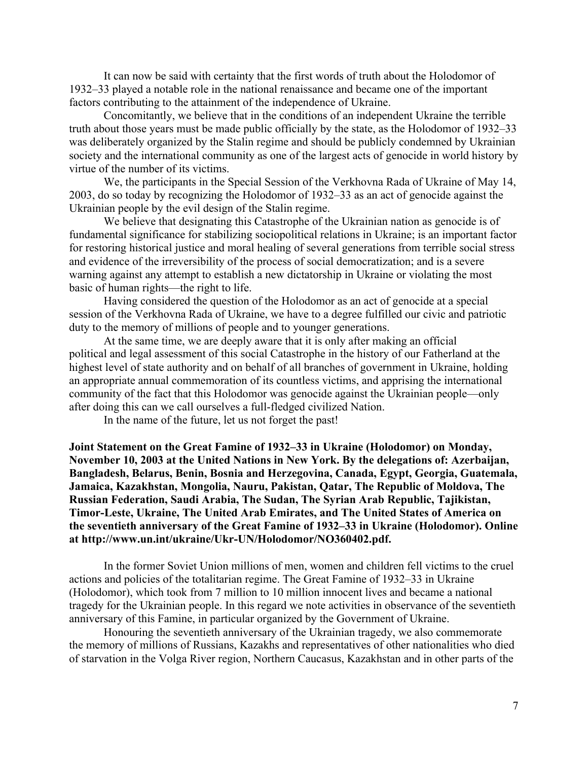It can now be said with certainty that the first words of truth about the Holodomor of 1932–33 played a notable role in the national renaissance and became one of the important factors contributing to the attainment of the independence of Ukraine.

Concomitantly, we believe that in the conditions of an independent Ukraine the terrible truth about those years must be made public officially by the state, as the Holodomor of 1932–33 was deliberately organized by the Stalin regime and should be publicly condemned by Ukrainian society and the international community as one of the largest acts of genocide in world history by virtue of the number of its victims.

We, the participants in the Special Session of the Verkhovna Rada of Ukraine of May 14, 2003, do so today by recognizing the Holodomor of 1932–33 as an act of genocide against the Ukrainian people by the evil design of the Stalin regime.

We believe that designating this Catastrophe of the Ukrainian nation as genocide is of fundamental significance for stabilizing sociopolitical relations in Ukraine; is an important factor for restoring historical justice and moral healing of several generations from terrible social stress and evidence of the irreversibility of the process of social democratization; and is a severe warning against any attempt to establish a new dictatorship in Ukraine or violating the most basic of human rights—the right to life.

Having considered the question of the Holodomor as an act of genocide at a special session of the Verkhovna Rada of Ukraine, we have to a degree fulfilled our civic and patriotic duty to the memory of millions of people and to younger generations.

At the same time, we are deeply aware that it is only after making an official political and legal assessment of this social Catastrophe in the history of our Fatherland at the highest level of state authority and on behalf of all branches of government in Ukraine, holding an appropriate annual commemoration of its countless victims, and apprising the international community of the fact that this Holodomor was genocide against the Ukrainian people—only after doing this can we call ourselves a full-fledged civilized Nation.

In the name of the future, let us not forget the past!

**Joint Statement on the Great Famine of 1932–33 in Ukraine (Holodomor) on Monday, November 10, 2003 at the United Nations in New York. By the delegations of: Azerbaijan, Bangladesh, Belarus, Benin, Bosnia and Herzegovina, Canada, Egypt, Georgia, Guatemala, Jamaica, Kazakhstan, Mongolia, Nauru, Pakistan, Qatar, The Republic of Moldova, The Russian Federation, Saudi Arabia, The Sudan, The Syrian Arab Republic, Tajikistan, Timor-Leste, Ukraine, The United Arab Emirates, and The United States of America on the seventieth anniversary of the Great Famine of 1932–33 in Ukraine (Holodomor). Online at http://www.un.int/ukraine/Ukr-UN/Holodomor/NO360402.pdf.**

In the former Soviet Union millions of men, women and children fell victims to the cruel actions and policies of the totalitarian regime. The Great Famine of 1932–33 in Ukraine (Holodomor), which took from 7 million to 10 million innocent lives and became a national tragedy for the Ukrainian people. In this regard we note activities in observance of the seventieth anniversary of this Famine, in particular organized by the Government of Ukraine.

Honouring the seventieth anniversary of the Ukrainian tragedy, we also commemorate the memory of millions of Russians, Kazakhs and representatives of other nationalities who died of starvation in the Volga River region, Northern Caucasus, Kazakhstan and in other parts of the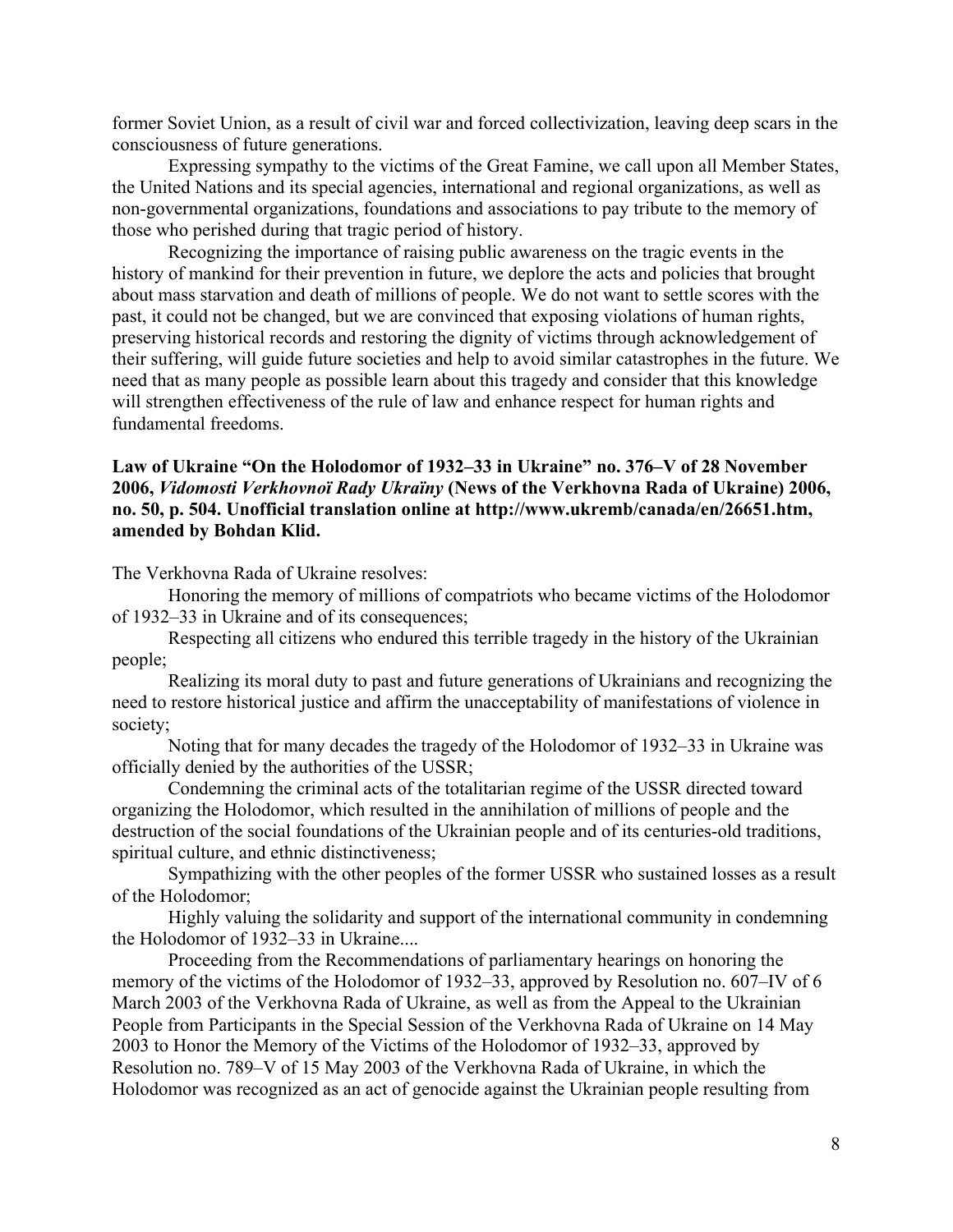former Soviet Union, as a result of civil war and forced collectivization, leaving deep scars in the consciousness of future generations.

Expressing sympathy to the victims of the Great Famine, we call upon all Member States, the United Nations and its special agencies, international and regional organizations, as well as non-governmental organizations, foundations and associations to pay tribute to the memory of those who perished during that tragic period of history.

Recognizing the importance of raising public awareness on the tragic events in the history of mankind for their prevention in future, we deplore the acts and policies that brought about mass starvation and death of millions of people. We do not want to settle scores with the past, it could not be changed, but we are convinced that exposing violations of human rights, preserving historical records and restoring the dignity of victims through acknowledgement of their suffering, will guide future societies and help to avoid similar catastrophes in the future. We need that as many people as possible learn about this tragedy and consider that this knowledge will strengthen effectiveness of the rule of law and enhance respect for human rights and fundamental freedoms.

**Law of Ukraine "On the Holodomor of 1932–33 in Ukraine" no. 376–V of 28 November 2006, *Vidomosti Verkhovnoï Rady Ukraïny* (News of the Verkhovna Rada of Ukraine) 2006, no. 50, p. 504. Unofficial translation online at http://www.ukremb/canada/en/26651.htm, amended by Bohdan Klid.**

The Verkhovna Rada of Ukraine resolves:

Honoring the memory of millions of compatriots who became victims of the Holodomor of 1932–33 in Ukraine and of its consequences;

Respecting all citizens who endured this terrible tragedy in the history of the Ukrainian people;

Realizing its moral duty to past and future generations of Ukrainians and recognizing the need to restore historical justice and affirm the unacceptability of manifestations of violence in society;

Noting that for many decades the tragedy of the Holodomor of 1932–33 in Ukraine was officially denied by the authorities of the USSR;

Condemning the criminal acts of the totalitarian regime of the USSR directed toward organizing the Holodomor, which resulted in the annihilation of millions of people and the destruction of the social foundations of the Ukrainian people and of its centuries-old traditions, spiritual culture, and ethnic distinctiveness;

Sympathizing with the other peoples of the former USSR who sustained losses as a result of the Holodomor;

Highly valuing the solidarity and support of the international community in condemning the Holodomor of 1932–33 in Ukraine....

Proceeding from the Recommendations of parliamentary hearings on honoring the memory of the victims of the Holodomor of 1932–33, approved by Resolution no. 607–IV of 6 March 2003 of the Verkhovna Rada of Ukraine, as well as from the Appeal to the Ukrainian People from Participants in the Special Session of the Verkhovna Rada of Ukraine on 14 May 2003 to Honor the Memory of the Victims of the Holodomor of 1932–33, approved by Resolution no. 789–V of 15 May 2003 of the Verkhovna Rada of Ukraine, in which the Holodomor was recognized as an act of genocide against the Ukrainian people resulting from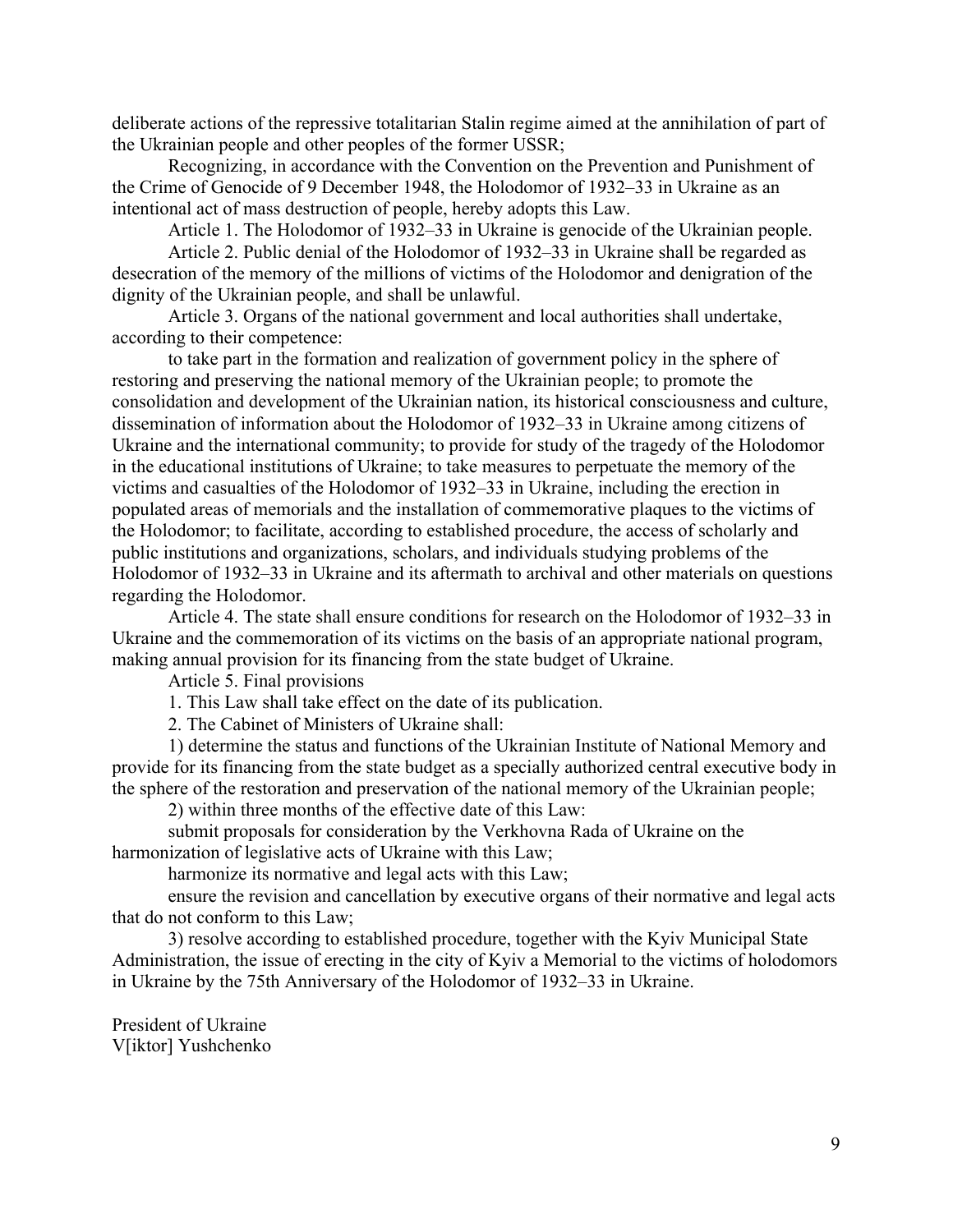deliberate actions of the repressive totalitarian Stalin regime aimed at the annihilation of part of the Ukrainian people and other peoples of the former USSR;

Recognizing, in accordance with the Convention on the Prevention and Punishment of the Crime of Genocide of 9 December 1948, the Holodomor of 1932–33 in Ukraine as an intentional act of mass destruction of people, hereby adopts this Law.

Article 1. The Holodomor of 1932–33 in Ukraine is genocide of the Ukrainian people.

Article 2. Public denial of the Holodomor of 1932–33 in Ukraine shall be regarded as desecration of the memory of the millions of victims of the Holodomor and denigration of the dignity of the Ukrainian people, and shall be unlawful.

Article 3. Organs of the national government and local authorities shall undertake, according to their competence:

to take part in the formation and realization of government policy in the sphere of restoring and preserving the national memory of the Ukrainian people; to promote the consolidation and development of the Ukrainian nation, its historical consciousness and culture, dissemination of information about the Holodomor of 1932–33 in Ukraine among citizens of Ukraine and the international community; to provide for study of the tragedy of the Holodomor in the educational institutions of Ukraine; to take measures to perpetuate the memory of the victims and casualties of the Holodomor of 1932–33 in Ukraine, including the erection in populated areas of memorials and the installation of commemorative plaques to the victims of the Holodomor; to facilitate, according to established procedure, the access of scholarly and public institutions and organizations, scholars, and individuals studying problems of the Holodomor of 1932–33 in Ukraine and its aftermath to archival and other materials on questions regarding the Holodomor.

Article 4. The state shall ensure conditions for research on the Holodomor of 1932–33 in Ukraine and the commemoration of its victims on the basis of an appropriate national program, making annual provision for its financing from the state budget of Ukraine.

Article 5. Final provisions

1. This Law shall take effect on the date of its publication.

2. The Cabinet of Ministers of Ukraine shall:

1) determine the status and functions of the Ukrainian Institute of National Memory and provide for its financing from the state budget as a specially authorized central executive body in the sphere of the restoration and preservation of the national memory of the Ukrainian people;

2) within three months of the effective date of this Law:

submit proposals for consideration by the Verkhovna Rada of Ukraine on the harmonization of legislative acts of Ukraine with this Law;

harmonize its normative and legal acts with this Law;

ensure the revision and cancellation by executive organs of their normative and legal acts that do not conform to this Law;

3) resolve according to established procedure, together with the Kyiv Municipal State Administration, the issue of erecting in the city of Kyiv a Memorial to the victims of holodomors in Ukraine by the 75th Anniversary of the Holodomor of 1932–33 in Ukraine.

President of Ukraine
V[iktor] Yushchenko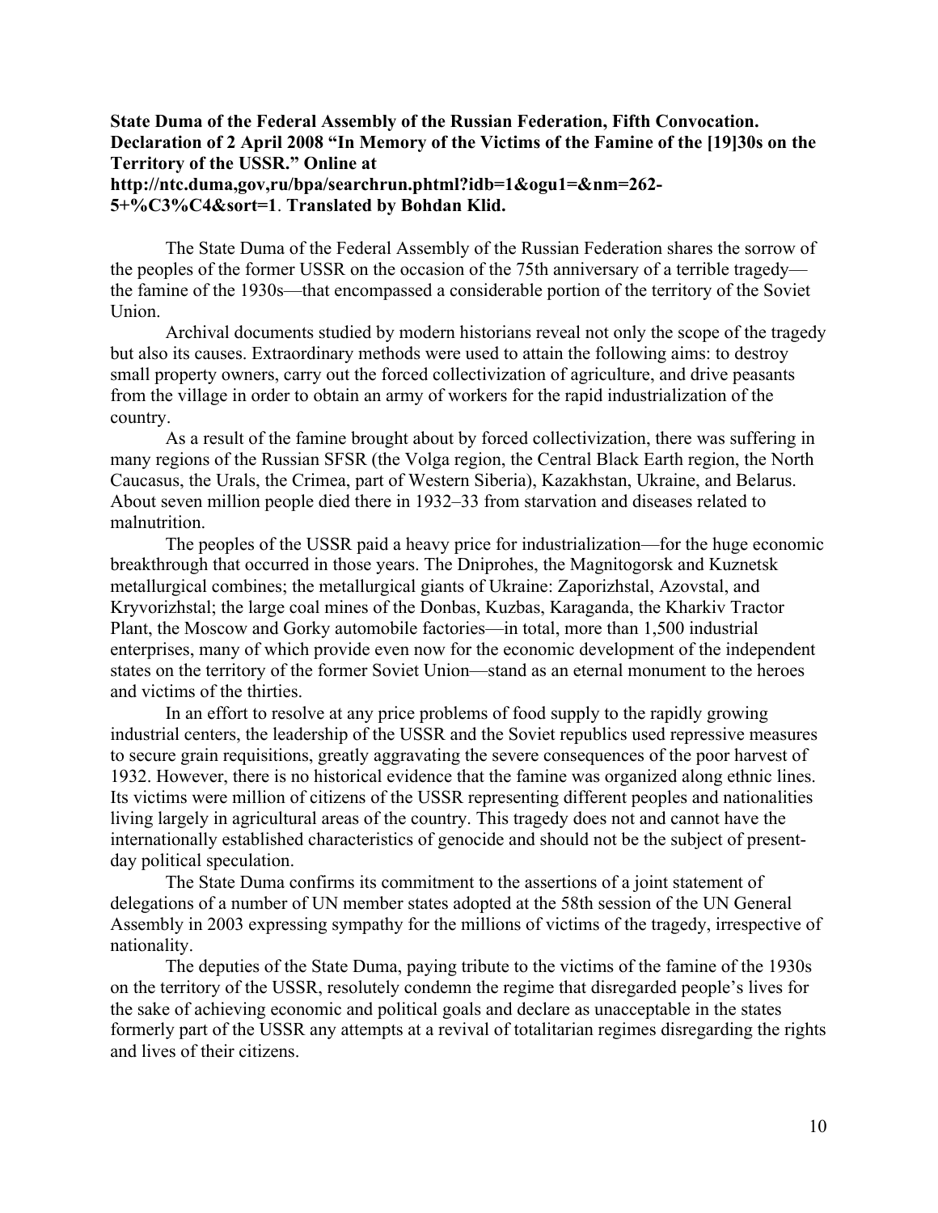**State Duma of the Federal Assembly of the Russian Federation, Fifth Convocation. Declaration of 2 April 2008 "In Memory of the Victims of the Famine of the [19]30s on the Territory of the USSR." Online at http://ntc.duma,gov,ru/bpa/searchrun.phtml?idb=1&ogu1=&nm=262-5+%C3%C4&sort=1. Translated by Bohdan Klid.**

The State Duma of the Federal Assembly of the Russian Federation shares the sorrow of the peoples of the former USSR on the occasion of the 75th anniversary of a terrible tragedy—the famine of the 1930s—that encompassed a considerable portion of the territory of the Soviet Union.

Archival documents studied by modern historians reveal not only the scope of the tragedy but also its causes. Extraordinary methods were used to attain the following aims: to destroy small property owners, carry out the forced collectivization of agriculture, and drive peasants from the village in order to obtain an army of workers for the rapid industrialization of the country.

As a result of the famine brought about by forced collectivization, there was suffering in many regions of the Russian SFSR (the Volga region, the Central Black Earth region, the North Caucasus, the Urals, the Crimea, part of Western Siberia), Kazakhstan, Ukraine, and Belarus. About seven million people died there in 1932–33 from starvation and diseases related to malnutrition.

The peoples of the USSR paid a heavy price for industrialization—for the huge economic breakthrough that occurred in those years. The Dniprohes, the Magnitogorsk and Kuznetsk metallurgical combines; the metallurgical giants of Ukraine: Zaporizhstal, Azovstal, and Kryvorizhstal; the large coal mines of the Donbas, Kuzbas, Karaganda, the Kharkiv Tractor Plant, the Moscow and Gorky automobile factories—in total, more than 1,500 industrial enterprises, many of which provide even now for the economic development of the independent states on the territory of the former Soviet Union—stand as an eternal monument to the heroes and victims of the thirties.

In an effort to resolve at any price problems of food supply to the rapidly growing industrial centers, the leadership of the USSR and the Soviet republics used repressive measures to secure grain requisitions, greatly aggravating the severe consequences of the poor harvest of 1932. However, there is no historical evidence that the famine was organized along ethnic lines. Its victims were million of citizens of the USSR representing different peoples and nationalities living largely in agricultural areas of the country. This tragedy does not and cannot have the internationally established characteristics of genocide and should not be the subject of present-day political speculation.

The State Duma confirms its commitment to the assertions of a joint statement of delegations of a number of UN member states adopted at the 58th session of the UN General Assembly in 2003 expressing sympathy for the millions of victims of the tragedy, irrespective of nationality.

The deputies of the State Duma, paying tribute to the victims of the famine of the 1930s on the territory of the USSR, resolutely condemn the regime that disregarded people's lives for the sake of achieving economic and political goals and declare as unacceptable in the states formerly part of the USSR any attempts at a revival of totalitarian regimes disregarding the rights and lives of their citizens.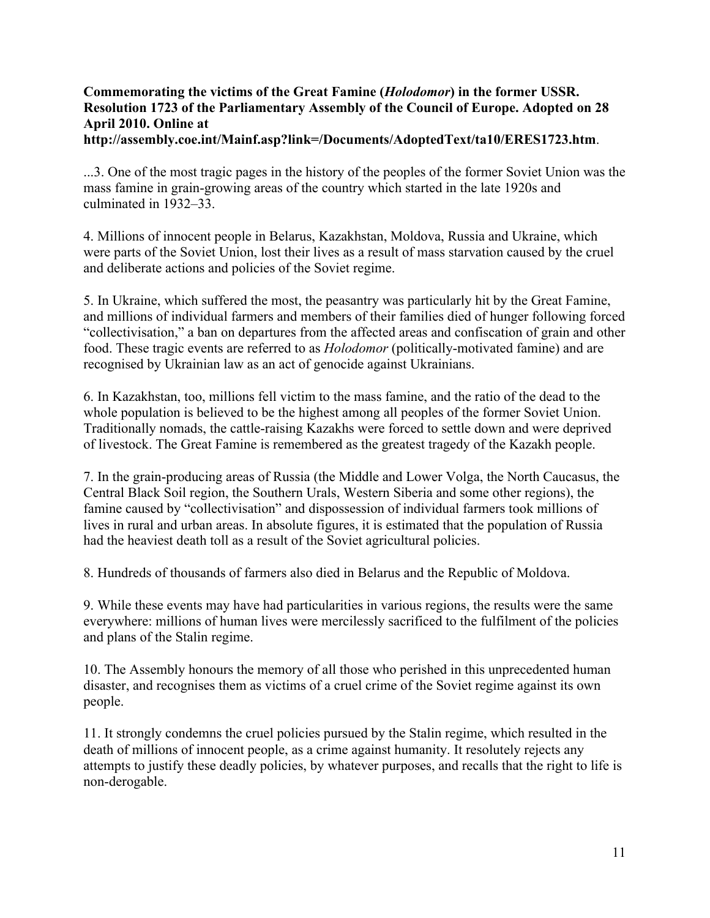**Commemorating the victims of the Great Famine (*Holodomor*) in the former USSR. Resolution 1723 of the Parliamentary Assembly of the Council of Europe. Adopted on 28 April 2010. Online at http://assembly.coe.int/Mainf.asp?link=/Documents/AdoptedText/ta10/ERES1723.htm**.

...3. One of the most tragic pages in the history of the peoples of the former Soviet Union was the mass famine in grain-growing areas of the country which started in the late 1920s and culminated in 1932–33.

4. Millions of innocent people in Belarus, Kazakhstan, Moldova, Russia and Ukraine, which were parts of the Soviet Union, lost their lives as a result of mass starvation caused by the cruel and deliberate actions and policies of the Soviet regime.

5. In Ukraine, which suffered the most, the peasantry was particularly hit by the Great Famine, and millions of individual farmers and members of their families died of hunger following forced "collectivisation," a ban on departures from the affected areas and confiscation of grain and other food. These tragic events are referred to as *Holodomor* (politically-motivated famine) and are recognised by Ukrainian law as an act of genocide against Ukrainians.

6. In Kazakhstan, too, millions fell victim to the mass famine, and the ratio of the dead to the whole population is believed to be the highest among all peoples of the former Soviet Union. Traditionally nomads, the cattle-raising Kazakhs were forced to settle down and were deprived of livestock. The Great Famine is remembered as the greatest tragedy of the Kazakh people.

7. In the grain-producing areas of Russia (the Middle and Lower Volga, the North Caucasus, the Central Black Soil region, the Southern Urals, Western Siberia and some other regions), the famine caused by "collectivisation" and dispossession of individual farmers took millions of lives in rural and urban areas. In absolute figures, it is estimated that the population of Russia had the heaviest death toll as a result of the Soviet agricultural policies.

8. Hundreds of thousands of farmers also died in Belarus and the Republic of Moldova.

9. While these events may have had particularities in various regions, the results were the same everywhere: millions of human lives were mercilessly sacrificed to the fulfilment of the policies and plans of the Stalin regime.

10. The Assembly honours the memory of all those who perished in this unprecedented human disaster, and recognises them as victims of a cruel crime of the Soviet regime against its own people.

11. It strongly condemns the cruel policies pursued by the Stalin regime, which resulted in the death of millions of innocent people, as a crime against humanity. It resolutely rejects any attempts to justify these deadly policies, by whatever purposes, and recalls that the right to life is non-derogable.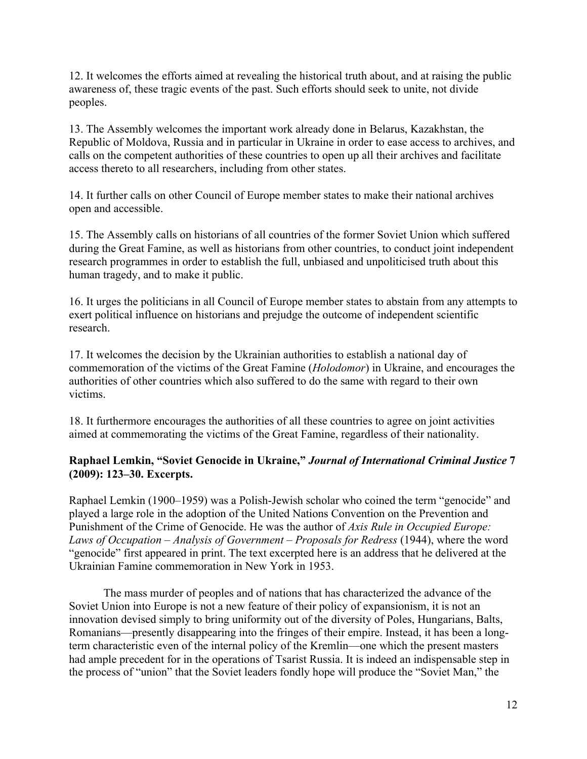12. It welcomes the efforts aimed at revealing the historical truth about, and at raising the public awareness of, these tragic events of the past. Such efforts should seek to unite, not divide peoples.

13. The Assembly welcomes the important work already done in Belarus, Kazakhstan, the Republic of Moldova, Russia and in particular in Ukraine in order to ease access to archives, and calls on the competent authorities of these countries to open up all their archives and facilitate access thereto to all researchers, including from other states.

14. It further calls on other Council of Europe member states to make their national archives open and accessible.

15. The Assembly calls on historians of all countries of the former Soviet Union which suffered during the Great Famine, as well as historians from other countries, to conduct joint independent research programmes in order to establish the full, unbiased and unpoliticised truth about this human tragedy, and to make it public.

16. It urges the politicians in all Council of Europe member states to abstain from any attempts to exert political influence on historians and prejudge the outcome of independent scientific research.

17. It welcomes the decision by the Ukrainian authorities to establish a national day of commemoration of the victims of the Great Famine (*Holodomor*) in Ukraine, and encourages the authorities of other countries which also suffered to do the same with regard to their own victims.

18. It furthermore encourages the authorities of all these countries to agree on joint activities aimed at commemorating the victims of the Great Famine, regardless of their nationality.

**Raphael Lemkin, "Soviet Genocide in Ukraine,"** ***Journal of International Criminal Justice*** **7 (2009): 123–30. Excerpts.**

Raphael Lemkin (1900–1959) was a Polish-Jewish scholar who coined the term "genocide" and played a large role in the adoption of the United Nations Convention on the Prevention and Punishment of the Crime of Genocide. He was the author of *Axis Rule in Occupied Europe: Laws of Occupation – Analysis of Government – Proposals for Redress* (1944), where the word "genocide" first appeared in print. The text excerpted here is an address that he delivered at the Ukrainian Famine commemoration in New York in 1953.

The mass murder of peoples and of nations that has characterized the advance of the Soviet Union into Europe is not a new feature of their policy of expansionism, it is not an innovation devised simply to bring uniformity out of the diversity of Poles, Hungarians, Balts, Romanians—presently disappearing into the fringes of their empire. Instead, it has been a long-term characteristic even of the internal policy of the Kremlin—one which the present masters had ample precedent for in the operations of Tsarist Russia. It is indeed an indispensable step in the process of "union" that the Soviet leaders fondly hope will produce the "Soviet Man," the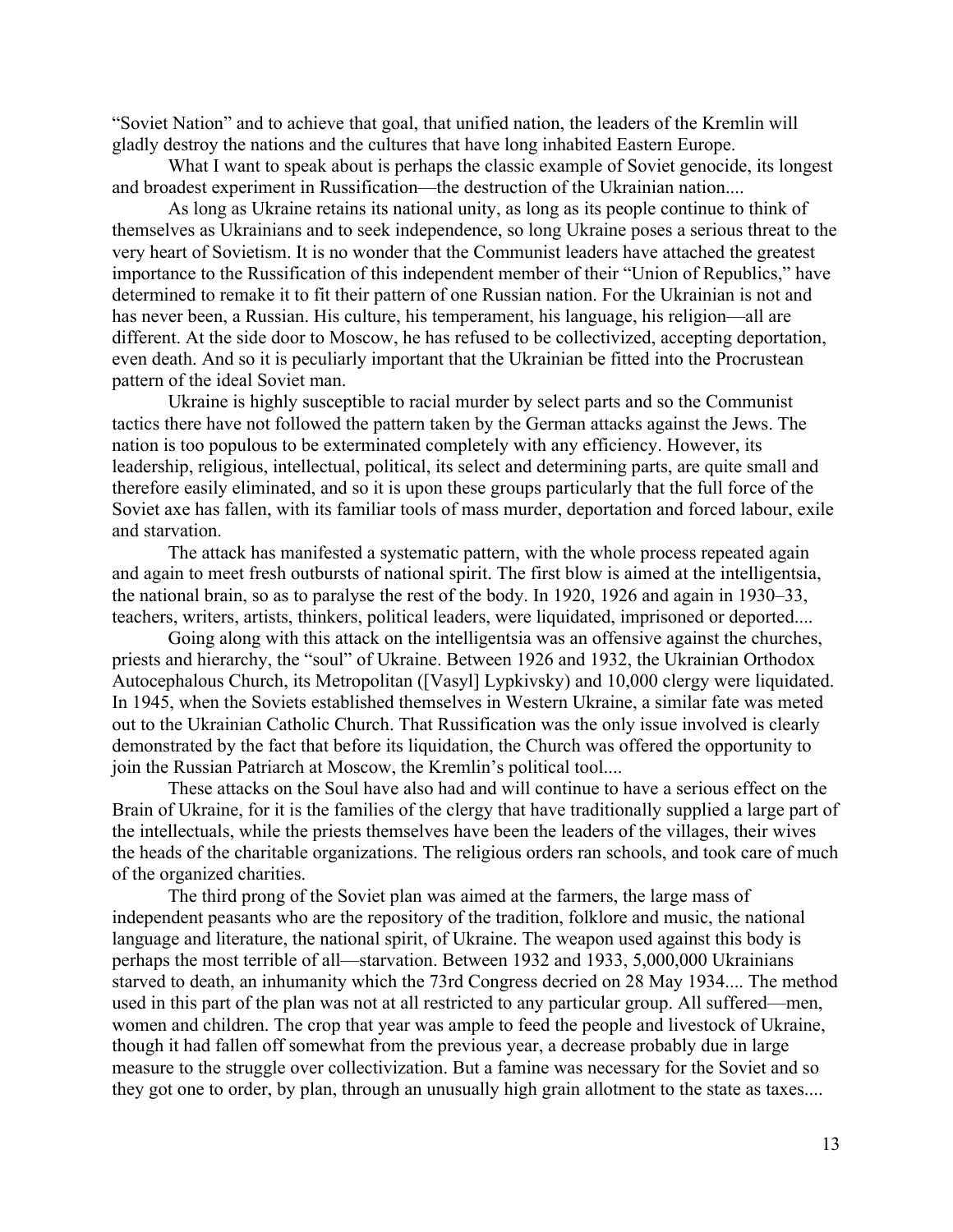“Soviet Nation” and to achieve that goal, that unified nation, the leaders of the Kremlin will gladly destroy the nations and the cultures that have long inhabited Eastern Europe.

What I want to speak about is perhaps the classic example of Soviet genocide, its longest and broadest experiment in Russification—the destruction of the Ukrainian nation....

As long as Ukraine retains its national unity, as long as its people continue to think of themselves as Ukrainians and to seek independence, so long Ukraine poses a serious threat to the very heart of Sovietism. It is no wonder that the Communist leaders have attached the greatest importance to the Russification of this independent member of their “Union of Republics,” have determined to remake it to fit their pattern of one Russian nation. For the Ukrainian is not and has never been, a Russian. His culture, his temperament, his language, his religion—all are different. At the side door to Moscow, he has refused to be collectivized, accepting deportation, even death. And so it is peculiarly important that the Ukrainian be fitted into the Procrustean pattern of the ideal Soviet man.

Ukraine is highly susceptible to racial murder by select parts and so the Communist tactics there have not followed the pattern taken by the German attacks against the Jews. The nation is too populous to be exterminated completely with any efficiency. However, its leadership, religious, intellectual, political, its select and determining parts, are quite small and therefore easily eliminated, and so it is upon these groups particularly that the full force of the Soviet axe has fallen, with its familiar tools of mass murder, deportation and forced labour, exile and starvation.

The attack has manifested a systematic pattern, with the whole process repeated again and again to meet fresh outbursts of national spirit. The first blow is aimed at the intelligentsia, the national brain, so as to paralyse the rest of the body. In 1920, 1926 and again in 1930–33, teachers, writers, artists, thinkers, political leaders, were liquidated, imprisoned or deported....

Going along with this attack on the intelligentsia was an offensive against the churches, priests and hierarchy, the “soul” of Ukraine. Between 1926 and 1932, the Ukrainian Orthodox Autocephalous Church, its Metropolitan ([Vasyl] Lypkivsky) and 10,000 clergy were liquidated. In 1945, when the Soviets established themselves in Western Ukraine, a similar fate was meted out to the Ukrainian Catholic Church. That Russification was the only issue involved is clearly demonstrated by the fact that before its liquidation, the Church was offered the opportunity to join the Russian Patriarch at Moscow, the Kremlin’s political tool....

These attacks on the Soul have also had and will continue to have a serious effect on the Brain of Ukraine, for it is the families of the clergy that have traditionally supplied a large part of the intellectuals, while the priests themselves have been the leaders of the villages, their wives the heads of the charitable organizations. The religious orders ran schools, and took care of much of the organized charities.

The third prong of the Soviet plan was aimed at the farmers, the large mass of independent peasants who are the repository of the tradition, folklore and music, the national language and literature, the national spirit, of Ukraine. The weapon used against this body is perhaps the most terrible of all—starvation. Between 1932 and 1933, 5,000,000 Ukrainians starved to death, an inhumanity which the 73rd Congress decried on 28 May 1934.... The method used in this part of the plan was not at all restricted to any particular group. All suffered—men, women and children. The crop that year was ample to feed the people and livestock of Ukraine, though it had fallen off somewhat from the previous year, a decrease probably due in large measure to the struggle over collectivization. But a famine was necessary for the Soviet and so they got one to order, by plan, through an unusually high grain allotment to the state as taxes....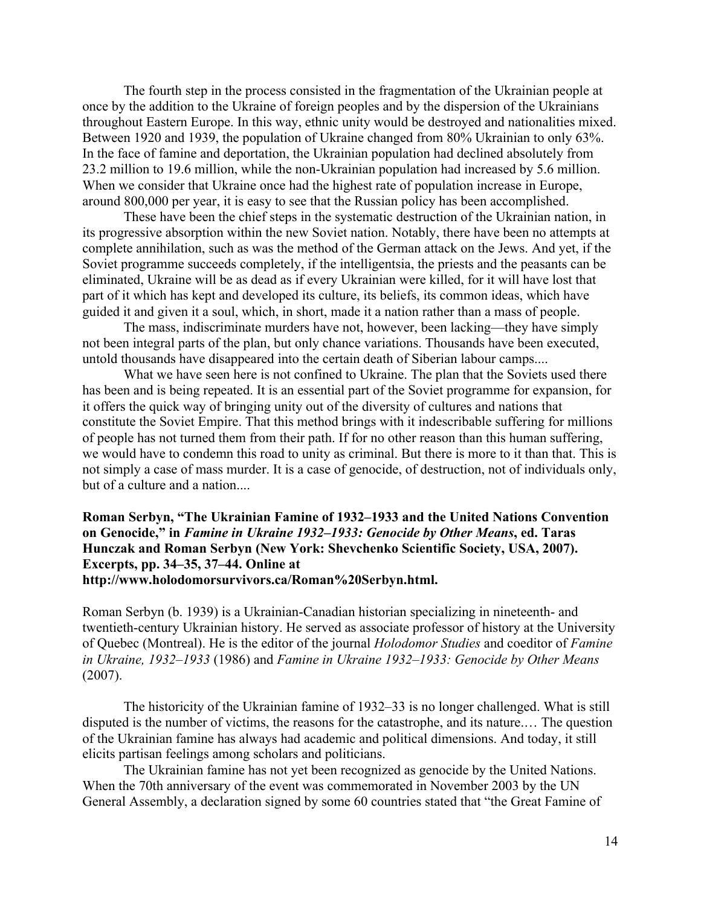The fourth step in the process consisted in the fragmentation of the Ukrainian people at once by the addition to the Ukraine of foreign peoples and by the dispersion of the Ukrainians throughout Eastern Europe. In this way, ethnic unity would be destroyed and nationalities mixed. Between 1920 and 1939, the population of Ukraine changed from 80% Ukrainian to only 63%. In the face of famine and deportation, the Ukrainian population had declined absolutely from 23.2 million to 19.6 million, while the non-Ukrainian population had increased by 5.6 million. When we consider that Ukraine once had the highest rate of population increase in Europe, around 800,000 per year, it is easy to see that the Russian policy has been accomplished.

These have been the chief steps in the systematic destruction of the Ukrainian nation, in its progressive absorption within the new Soviet nation. Notably, there have been no attempts at complete annihilation, such as was the method of the German attack on the Jews. And yet, if the Soviet programme succeeds completely, if the intelligentsia, the priests and the peasants can be eliminated, Ukraine will be as dead as if every Ukrainian were killed, for it will have lost that part of it which has kept and developed its culture, its beliefs, its common ideas, which have guided it and given it a soul, which, in short, made it a nation rather than a mass of people.

The mass, indiscriminate murders have not, however, been lacking—they have simply not been integral parts of the plan, but only chance variations. Thousands have been executed, untold thousands have disappeared into the certain death of Siberian labour camps....

What we have seen here is not confined to Ukraine. The plan that the Soviets used there has been and is being repeated. It is an essential part of the Soviet programme for expansion, for it offers the quick way of bringing unity out of the diversity of cultures and nations that constitute the Soviet Empire. That this method brings with it indescribable suffering for millions of people has not turned them from their path. If for no other reason than this human suffering, we would have to condemn this road to unity as criminal. But there is more to it than that. This is not simply a case of mass murder. It is a case of genocide, of destruction, not of individuals only, but of a culture and a nation....

**Roman Serbyn, "The Ukrainian Famine of 1932–1933 and the United Nations Convention on Genocide," in *Famine in Ukraine 1932–1933: Genocide by Other Means*, ed. Taras Hunczak and Roman Serbyn (New York: Shevchenko Scientific Society, USA, 2007). Excerpts, pp. 34–35, 37–44. Online at http://www.holodomorsurvivors.ca/Roman%20Serbyn.html.**

Roman Serbyn (b. 1939) is a Ukrainian-Canadian historian specializing in nineteenth- and twentieth-century Ukrainian history. He served as associate professor of history at the University of Quebec (Montreal). He is the editor of the journal *Holodomor Studies* and coeditor of *Famine in Ukraine, 1932–1933* (1986) and *Famine in Ukraine 1932–1933: Genocide by Other Means* (2007).

The historicity of the Ukrainian famine of 1932–33 is no longer challenged. What is still disputed is the number of victims, the reasons for the catastrophe, and its nature.… The question of the Ukrainian famine has always had academic and political dimensions. And today, it still elicits partisan feelings among scholars and politicians.

The Ukrainian famine has not yet been recognized as genocide by the United Nations. When the 70th anniversary of the event was commemorated in November 2003 by the UN General Assembly, a declaration signed by some 60 countries stated that "the Great Famine of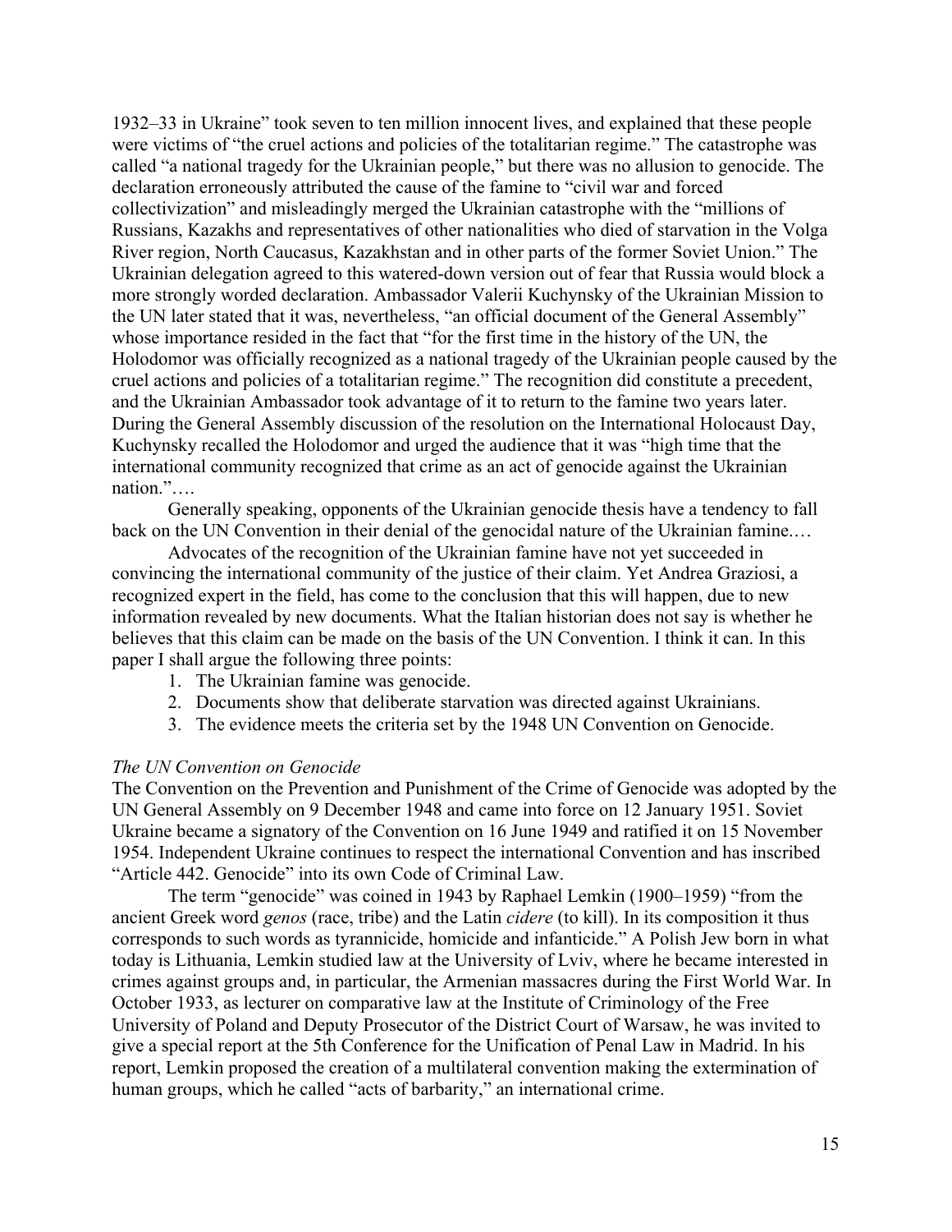1932–33 in Ukraine" took seven to ten million innocent lives, and explained that these people were victims of "the cruel actions and policies of the totalitarian regime." The catastrophe was called "a national tragedy for the Ukrainian people," but there was no allusion to genocide. The declaration erroneously attributed the cause of the famine to "civil war and forced collectivization" and misleadingly merged the Ukrainian catastrophe with the "millions of Russians, Kazakhs and representatives of other nationalities who died of starvation in the Volga River region, North Caucasus, Kazakhstan and in other parts of the former Soviet Union." The Ukrainian delegation agreed to this watered-down version out of fear that Russia would block a more strongly worded declaration. Ambassador Valerii Kuchynsky of the Ukrainian Mission to the UN later stated that it was, nevertheless, "an official document of the General Assembly" whose importance resided in the fact that "for the first time in the history of the UN, the Holodomor was officially recognized as a national tragedy of the Ukrainian people caused by the cruel actions and policies of a totalitarian regime." The recognition did constitute a precedent, and the Ukrainian Ambassador took advantage of it to return to the famine two years later. During the General Assembly discussion of the resolution on the International Holocaust Day, Kuchynsky recalled the Holodomor and urged the audience that it was "high time that the international community recognized that crime as an act of genocide against the Ukrainian nation."….

Generally speaking, opponents of the Ukrainian genocide thesis have a tendency to fall back on the UN Convention in their denial of the genocidal nature of the Ukrainian famine.…

Advocates of the recognition of the Ukrainian famine have not yet succeeded in convincing the international community of the justice of their claim. Yet Andrea Graziosi, a recognized expert in the field, has come to the conclusion that this will happen, due to new information revealed by new documents. What the Italian historian does not say is whether he believes that this claim can be made on the basis of the UN Convention. I think it can. In this paper I shall argue the following three points:

1. The Ukrainian famine was genocide.
2. Documents show that deliberate starvation was directed against Ukrainians.
3. The evidence meets the criteria set by the 1948 UN Convention on Genocide.

*The UN Convention on Genocide*

The Convention on the Prevention and Punishment of the Crime of Genocide was adopted by the UN General Assembly on 9 December 1948 and came into force on 12 January 1951. Soviet Ukraine became a signatory of the Convention on 16 June 1949 and ratified it on 15 November 1954. Independent Ukraine continues to respect the international Convention and has inscribed "Article 442. Genocide" into its own Code of Criminal Law.

The term "genocide" was coined in 1943 by Raphael Lemkin (1900–1959) "from the ancient Greek word *genos* (race, tribe) and the Latin *cidere* (to kill). In its composition it thus corresponds to such words as tyrannicide, homicide and infanticide." A Polish Jew born in what today is Lithuania, Lemkin studied law at the University of Lviv, where he became interested in crimes against groups and, in particular, the Armenian massacres during the First World War. In October 1933, as lecturer on comparative law at the Institute of Criminology of the Free University of Poland and Deputy Prosecutor of the District Court of Warsaw, he was invited to give a special report at the 5th Conference for the Unification of Penal Law in Madrid. In his report, Lemkin proposed the creation of a multilateral convention making the extermination of human groups, which he called "acts of barbarity," an international crime.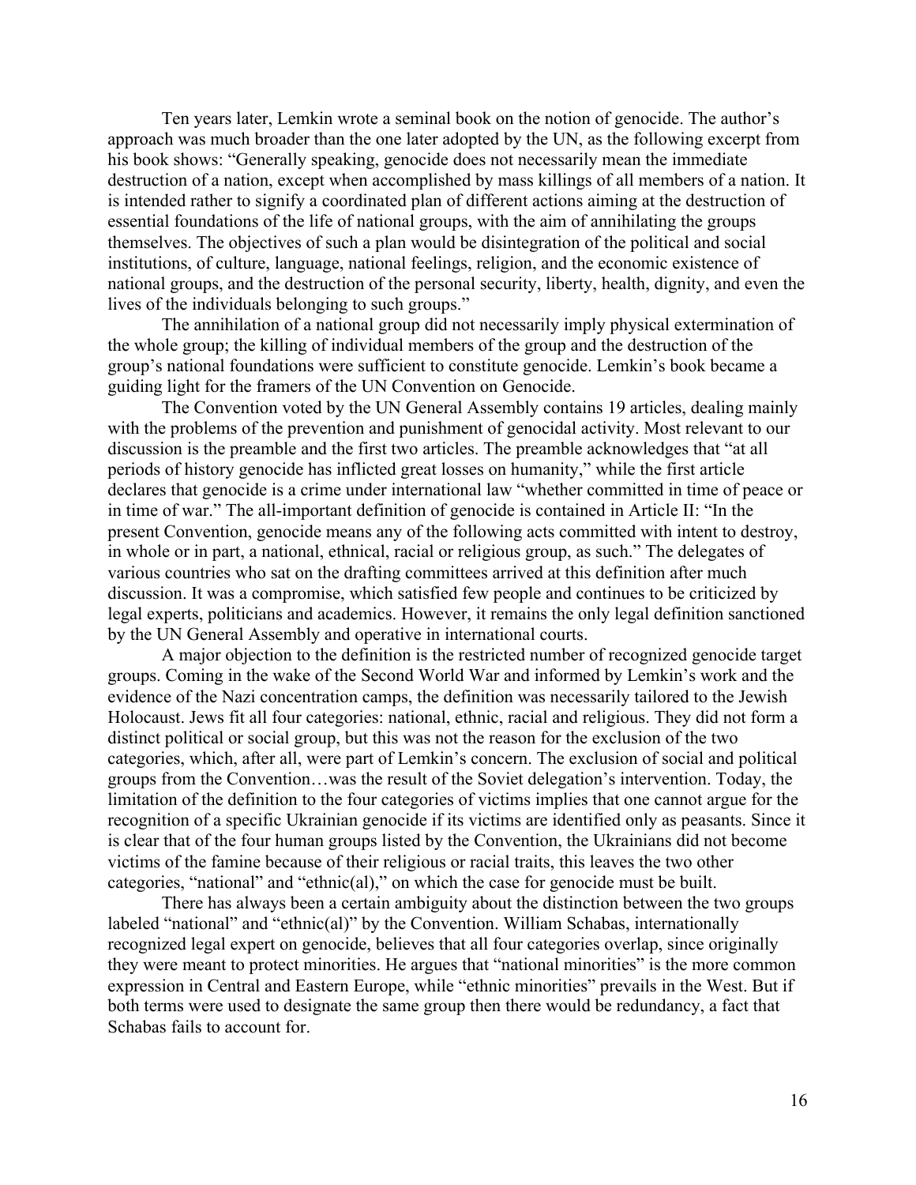Ten years later, Lemkin wrote a seminal book on the notion of genocide. The author's approach was much broader than the one later adopted by the UN, as the following excerpt from his book shows: "Generally speaking, genocide does not necessarily mean the immediate destruction of a nation, except when accomplished by mass killings of all members of a nation. It is intended rather to signify a coordinated plan of different actions aiming at the destruction of essential foundations of the life of national groups, with the aim of annihilating the groups themselves. The objectives of such a plan would be disintegration of the political and social institutions, of culture, language, national feelings, religion, and the economic existence of national groups, and the destruction of the personal security, liberty, health, dignity, and even the lives of the individuals belonging to such groups."

The annihilation of a national group did not necessarily imply physical extermination of the whole group; the killing of individual members of the group and the destruction of the group's national foundations were sufficient to constitute genocide. Lemkin's book became a guiding light for the framers of the UN Convention on Genocide.

The Convention voted by the UN General Assembly contains 19 articles, dealing mainly with the problems of the prevention and punishment of genocidal activity. Most relevant to our discussion is the preamble and the first two articles. The preamble acknowledges that "at all periods of history genocide has inflicted great losses on humanity," while the first article declares that genocide is a crime under international law "whether committed in time of peace or in time of war." The all-important definition of genocide is contained in Article II: "In the present Convention, genocide means any of the following acts committed with intent to destroy, in whole or in part, a national, ethnical, racial or religious group, as such." The delegates of various countries who sat on the drafting committees arrived at this definition after much discussion. It was a compromise, which satisfied few people and continues to be criticized by legal experts, politicians and academics. However, it remains the only legal definition sanctioned by the UN General Assembly and operative in international courts.

A major objection to the definition is the restricted number of recognized genocide target groups. Coming in the wake of the Second World War and informed by Lemkin's work and the evidence of the Nazi concentration camps, the definition was necessarily tailored to the Jewish Holocaust. Jews fit all four categories: national, ethnic, racial and religious. They did not form a distinct political or social group, but this was not the reason for the exclusion of the two categories, which, after all, were part of Lemkin's concern. The exclusion of social and political groups from the Convention…was the result of the Soviet delegation's intervention. Today, the limitation of the definition to the four categories of victims implies that one cannot argue for the recognition of a specific Ukrainian genocide if its victims are identified only as peasants. Since it is clear that of the four human groups listed by the Convention, the Ukrainians did not become victims of the famine because of their religious or racial traits, this leaves the two other categories, "national" and "ethnic(al)," on which the case for genocide must be built.

There has always been a certain ambiguity about the distinction between the two groups labeled "national" and "ethnic(al)" by the Convention. William Schabas, internationally recognized legal expert on genocide, believes that all four categories overlap, since originally they were meant to protect minorities. He argues that "national minorities" is the more common expression in Central and Eastern Europe, while "ethnic minorities" prevails in the West. But if both terms were used to designate the same group then there would be redundancy, a fact that Schabas fails to account for.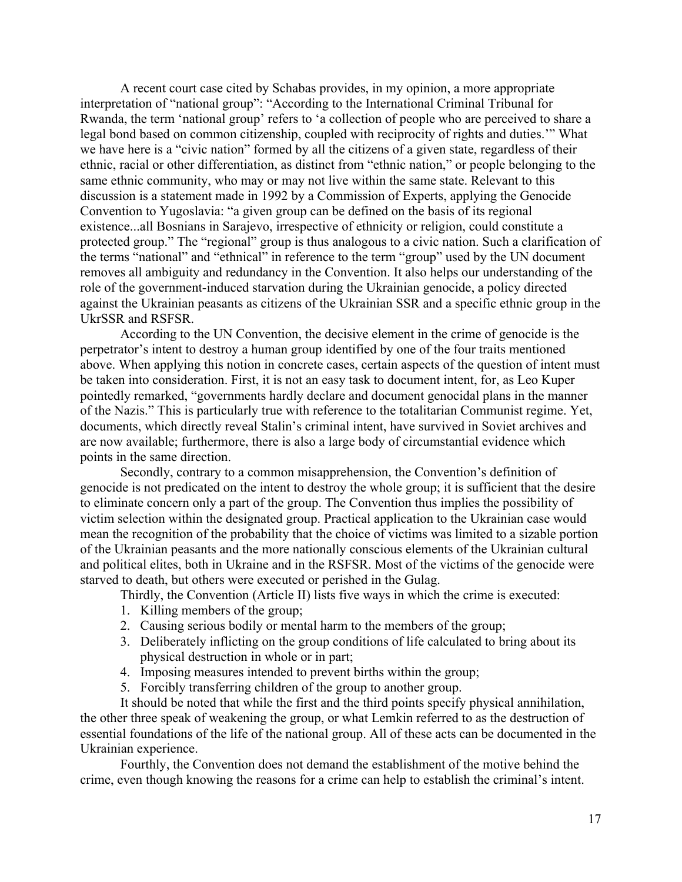A recent court case cited by Schabas provides, in my opinion, a more appropriate interpretation of "national group": "According to the International Criminal Tribunal for Rwanda, the term 'national group' refers to 'a collection of people who are perceived to share a legal bond based on common citizenship, coupled with reciprocity of rights and duties.'" What we have here is a "civic nation" formed by all the citizens of a given state, regardless of their ethnic, racial or other differentiation, as distinct from "ethnic nation," or people belonging to the same ethnic community, who may or may not live within the same state. Relevant to this discussion is a statement made in 1992 by a Commission of Experts, applying the Genocide Convention to Yugoslavia: "a given group can be defined on the basis of its regional existence...all Bosnians in Sarajevo, irrespective of ethnicity or religion, could constitute a protected group." The "regional" group is thus analogous to a civic nation. Such a clarification of the terms "national" and "ethnical" in reference to the term "group" used by the UN document removes all ambiguity and redundancy in the Convention. It also helps our understanding of the role of the government-induced starvation during the Ukrainian genocide, a policy directed against the Ukrainian peasants as citizens of the Ukrainian SSR and a specific ethnic group in the UkrSSR and RSFSR.

According to the UN Convention, the decisive element in the crime of genocide is the perpetrator's intent to destroy a human group identified by one of the four traits mentioned above. When applying this notion in concrete cases, certain aspects of the question of intent must be taken into consideration. First, it is not an easy task to document intent, for, as Leo Kuper pointedly remarked, "governments hardly declare and document genocidal plans in the manner of the Nazis." This is particularly true with reference to the totalitarian Communist regime. Yet, documents, which directly reveal Stalin's criminal intent, have survived in Soviet archives and are now available; furthermore, there is also a large body of circumstantial evidence which points in the same direction.

Secondly, contrary to a common misapprehension, the Convention's definition of genocide is not predicated on the intent to destroy the whole group; it is sufficient that the desire to eliminate concern only a part of the group. The Convention thus implies the possibility of victim selection within the designated group. Practical application to the Ukrainian case would mean the recognition of the probability that the choice of victims was limited to a sizable portion of the Ukrainian peasants and the more nationally conscious elements of the Ukrainian cultural and political elites, both in Ukraine and in the RSFSR. Most of the victims of the genocide were starved to death, but others were executed or perished in the Gulag.

Thirdly, the Convention (Article II) lists five ways in which the crime is executed:

1. Killing members of the group;
2. Causing serious bodily or mental harm to the members of the group;
3. Deliberately inflicting on the group conditions of life calculated to bring about its physical destruction in whole or in part;
4. Imposing measures intended to prevent births within the group;
5. Forcibly transferring children of the group to another group.

It should be noted that while the first and the third points specify physical annihilation, the other three speak of weakening the group, or what Lemkin referred to as the destruction of essential foundations of the life of the national group. All of these acts can be documented in the Ukrainian experience.

Fourthly, the Convention does not demand the establishment of the motive behind the crime, even though knowing the reasons for a crime can help to establish the criminal's intent.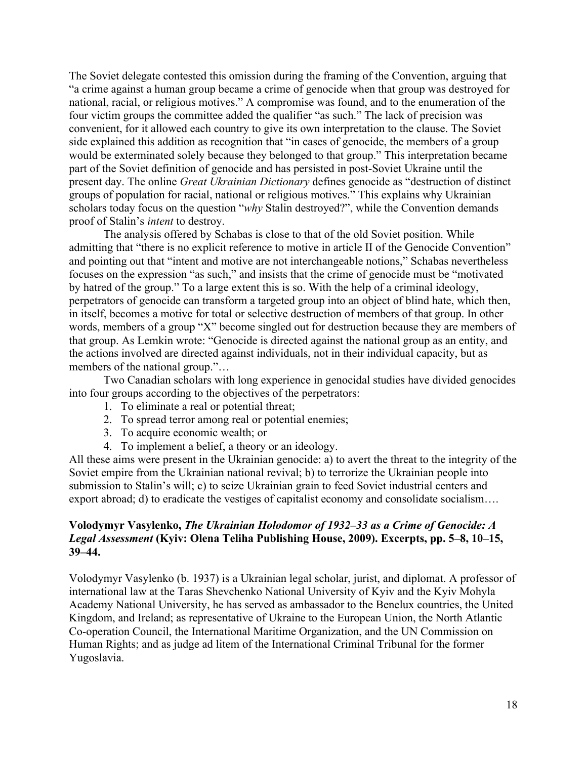The Soviet delegate contested this omission during the framing of the Convention, arguing that "a crime against a human group became a crime of genocide when that group was destroyed for national, racial, or religious motives." A compromise was found, and to the enumeration of the four victim groups the committee added the qualifier "as such." The lack of precision was convenient, for it allowed each country to give its own interpretation to the clause. The Soviet side explained this addition as recognition that "in cases of genocide, the members of a group would be exterminated solely because they belonged to that group." This interpretation became part of the Soviet definition of genocide and has persisted in post-Soviet Ukraine until the present day. The online *Great Ukrainian Dictionary* defines genocide as "destruction of distinct groups of population for racial, national or religious motives." This explains why Ukrainian scholars today focus on the question "*why* Stalin destroyed?", while the Convention demands proof of Stalin's *intent* to destroy.

The analysis offered by Schabas is close to that of the old Soviet position. While admitting that "there is no explicit reference to motive in article II of the Genocide Convention" and pointing out that "intent and motive are not interchangeable notions," Schabas nevertheless focuses on the expression "as such," and insists that the crime of genocide must be "motivated by hatred of the group." To a large extent this is so. With the help of a criminal ideology, perpetrators of genocide can transform a targeted group into an object of blind hate, which then, in itself, becomes a motive for total or selective destruction of members of that group. In other words, members of a group "X" become singled out for destruction because they are members of that group. As Lemkin wrote: "Genocide is directed against the national group as an entity, and the actions involved are directed against individuals, not in their individual capacity, but as members of the national group."…

Two Canadian scholars with long experience in genocidal studies have divided genocides into four groups according to the objectives of the perpetrators:

1. To eliminate a real or potential threat;
2. To spread terror among real or potential enemies;
3. To acquire economic wealth; or
4. To implement a belief, a theory or an ideology.

All these aims were present in the Ukrainian genocide: a) to avert the threat to the integrity of the Soviet empire from the Ukrainian national revival; b) to terrorize the Ukrainian people into submission to Stalin's will; c) to seize Ukrainian grain to feed Soviet industrial centers and export abroad; d) to eradicate the vestiges of capitalist economy and consolidate socialism….

### Volodymyr Vasylenko, *The Ukrainian Holodomor of 1932–33 as a Crime of Genocide: A Legal Assessment* (Kyiv: Olena Teliha Publishing House, 2009). Excerpts, pp. 5–8, 10–15, 39–44.

Volodymyr Vasylenko (b. 1937) is a Ukrainian legal scholar, jurist, and diplomat. A professor of international law at the Taras Shevchenko National University of Kyiv and the Kyiv Mohyla Academy National University, he has served as ambassador to the Benelux countries, the United Kingdom, and Ireland; as representative of Ukraine to the European Union, the North Atlantic Co-operation Council, the International Maritime Organization, and the UN Commission on Human Rights; and as judge ad litem of the International Criminal Tribunal for the former Yugoslavia.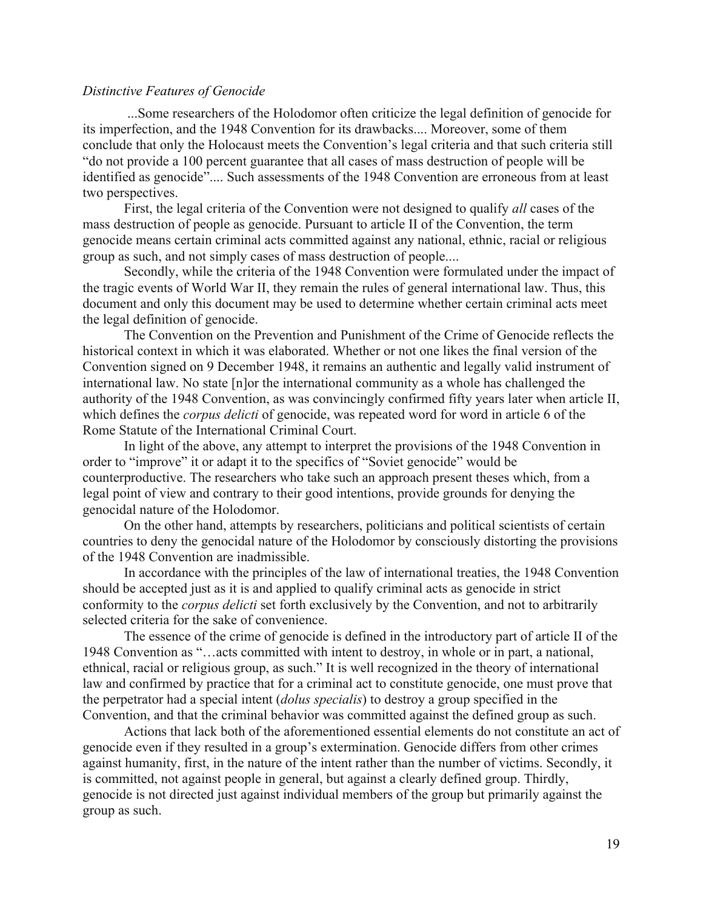*Distinctive Features of Genocide*

...Some researchers of the Holodomor often criticize the legal definition of genocide for its imperfection, and the 1948 Convention for its drawbacks.... Moreover, some of them conclude that only the Holocaust meets the Convention's legal criteria and that such criteria still "do not provide a 100 percent guarantee that all cases of mass destruction of people will be identified as genocide".... Such assessments of the 1948 Convention are erroneous from at least two perspectives.

First, the legal criteria of the Convention were not designed to qualify *all* cases of the mass destruction of people as genocide. Pursuant to article II of the Convention, the term genocide means certain criminal acts committed against any national, ethnic, racial or religious group as such, and not simply cases of mass destruction of people....

Secondly, while the criteria of the 1948 Convention were formulated under the impact of the tragic events of World War II, they remain the rules of general international law. Thus, this document and only this document may be used to determine whether certain criminal acts meet the legal definition of genocide.

The Convention on the Prevention and Punishment of the Crime of Genocide reflects the historical context in which it was elaborated. Whether or not one likes the final version of the Convention signed on 9 December 1948, it remains an authentic and legally valid instrument of international law. No state [n]or the international community as a whole has challenged the authority of the 1948 Convention, as was convincingly confirmed fifty years later when article II, which defines the *corpus delicti* of genocide, was repeated word for word in article 6 of the Rome Statute of the International Criminal Court.

In light of the above, any attempt to interpret the provisions of the 1948 Convention in order to "improve" it or adapt it to the specifics of "Soviet genocide" would be counterproductive. The researchers who take such an approach present theses which, from a legal point of view and contrary to their good intentions, provide grounds for denying the genocidal nature of the Holodomor.

On the other hand, attempts by researchers, politicians and political scientists of certain countries to deny the genocidal nature of the Holodomor by consciously distorting the provisions of the 1948 Convention are inadmissible.

In accordance with the principles of the law of international treaties, the 1948 Convention should be accepted just as it is and applied to qualify criminal acts as genocide in strict conformity to the *corpus delicti* set forth exclusively by the Convention, and not to arbitrarily selected criteria for the sake of convenience.

The essence of the crime of genocide is defined in the introductory part of article II of the 1948 Convention as "…acts committed with intent to destroy, in whole or in part, a national, ethnical, racial or religious group, as such." It is well recognized in the theory of international law and confirmed by practice that for a criminal act to constitute genocide, one must prove that the perpetrator had a special intent (*dolus specialis*) to destroy a group specified in the Convention, and that the criminal behavior was committed against the defined group as such.

Actions that lack both of the aforementioned essential elements do not constitute an act of genocide even if they resulted in a group's extermination. Genocide differs from other crimes against humanity, first, in the nature of the intent rather than the number of victims. Secondly, it is committed, not against people in general, but against a clearly defined group. Thirdly, genocide is not directed just against individual members of the group but primarily against the group as such.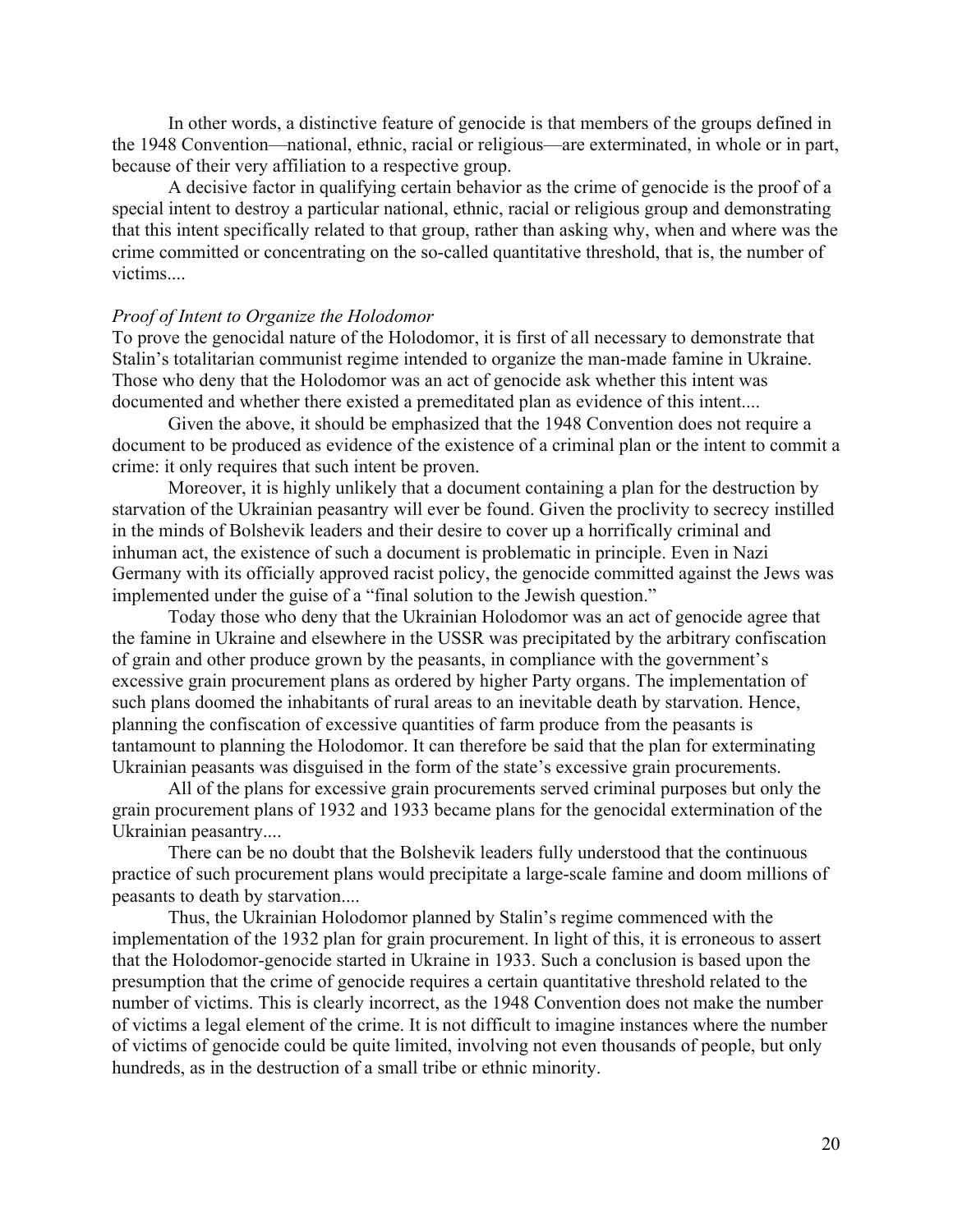In other words, a distinctive feature of genocide is that members of the groups defined in the 1948 Convention—national, ethnic, racial or religious—are exterminated, in whole or in part, because of their very affiliation to a respective group.

A decisive factor in qualifying certain behavior as the crime of genocide is the proof of a special intent to destroy a particular national, ethnic, racial or religious group and demonstrating that this intent specifically related to that group, rather than asking why, when and where was the crime committed or concentrating on the so-called quantitative threshold, that is, the number of victims....

*Proof of Intent to Organize the Holodomor*

To prove the genocidal nature of the Holodomor, it is first of all necessary to demonstrate that Stalin's totalitarian communist regime intended to organize the man-made famine in Ukraine. Those who deny that the Holodomor was an act of genocide ask whether this intent was documented and whether there existed a premeditated plan as evidence of this intent....

Given the above, it should be emphasized that the 1948 Convention does not require a document to be produced as evidence of the existence of a criminal plan or the intent to commit a crime: it only requires that such intent be proven.

Moreover, it is highly unlikely that a document containing a plan for the destruction by starvation of the Ukrainian peasantry will ever be found. Given the proclivity to secrecy instilled in the minds of Bolshevik leaders and their desire to cover up a horrifically criminal and inhuman act, the existence of such a document is problematic in principle. Even in Nazi Germany with its officially approved racist policy, the genocide committed against the Jews was implemented under the guise of a "final solution to the Jewish question."

Today those who deny that the Ukrainian Holodomor was an act of genocide agree that the famine in Ukraine and elsewhere in the USSR was precipitated by the arbitrary confiscation of grain and other produce grown by the peasants, in compliance with the government's excessive grain procurement plans as ordered by higher Party organs. The implementation of such plans doomed the inhabitants of rural areas to an inevitable death by starvation. Hence, planning the confiscation of excessive quantities of farm produce from the peasants is tantamount to planning the Holodomor. It can therefore be said that the plan for exterminating Ukrainian peasants was disguised in the form of the state's excessive grain procurements.

All of the plans for excessive grain procurements served criminal purposes but only the grain procurement plans of 1932 and 1933 became plans for the genocidal extermination of the Ukrainian peasantry....

There can be no doubt that the Bolshevik leaders fully understood that the continuous practice of such procurement plans would precipitate a large-scale famine and doom millions of peasants to death by starvation....

Thus, the Ukrainian Holodomor planned by Stalin's regime commenced with the implementation of the 1932 plan for grain procurement. In light of this, it is erroneous to assert that the Holodomor-genocide started in Ukraine in 1933. Such a conclusion is based upon the presumption that the crime of genocide requires a certain quantitative threshold related to the number of victims. This is clearly incorrect, as the 1948 Convention does not make the number of victims a legal element of the crime. It is not difficult to imagine instances where the number of victims of genocide could be quite limited, involving not even thousands of people, but only hundreds, as in the destruction of a small tribe or ethnic minority.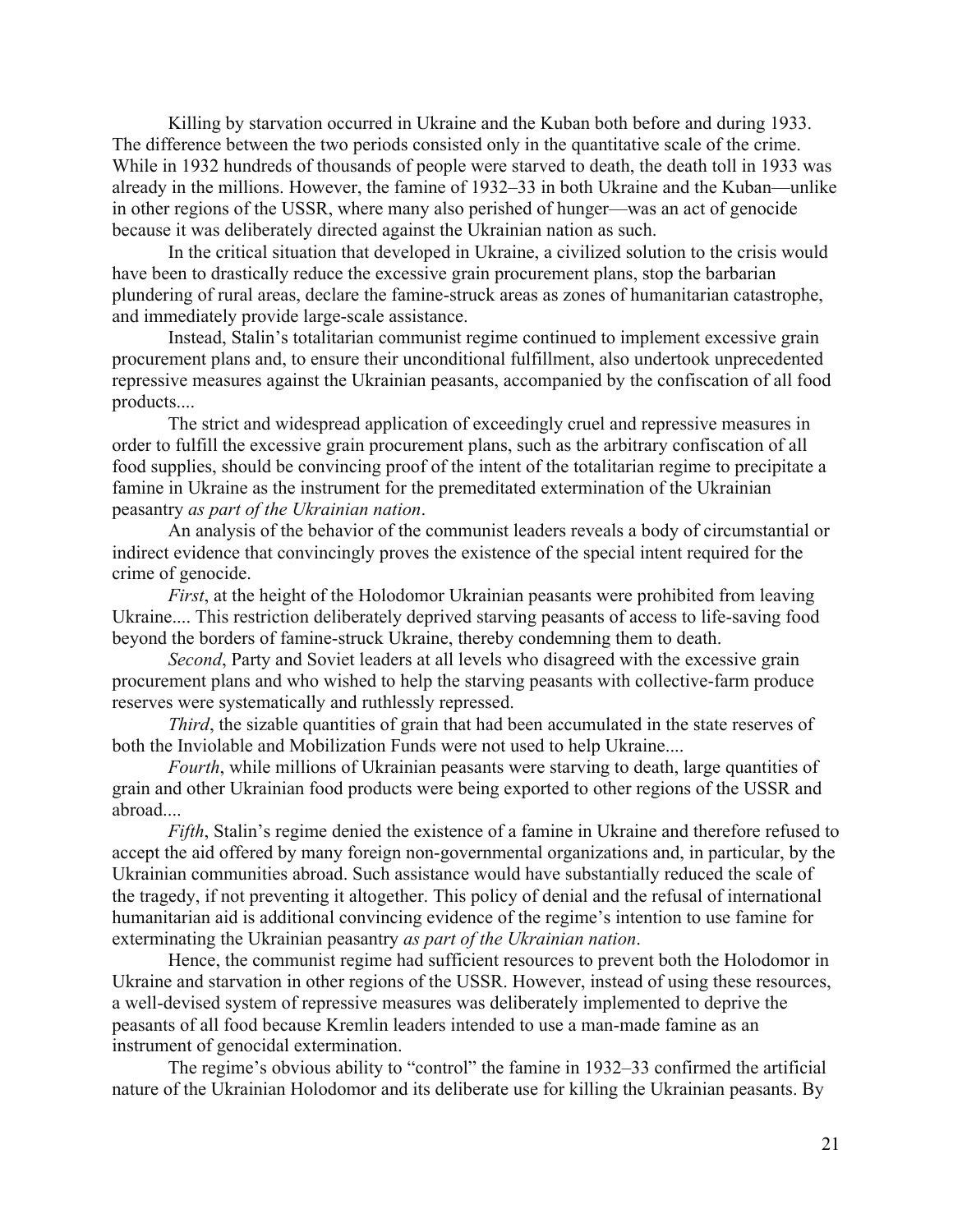Killing by starvation occurred in Ukraine and the Kuban both before and during 1933. The difference between the two periods consisted only in the quantitative scale of the crime. While in 1932 hundreds of thousands of people were starved to death, the death toll in 1933 was already in the millions. However, the famine of 1932–33 in both Ukraine and the Kuban—unlike in other regions of the USSR, where many also perished of hunger—was an act of genocide because it was deliberately directed against the Ukrainian nation as such.

In the critical situation that developed in Ukraine, a civilized solution to the crisis would have been to drastically reduce the excessive grain procurement plans, stop the barbarian plundering of rural areas, declare the famine-struck areas as zones of humanitarian catastrophe, and immediately provide large-scale assistance.

Instead, Stalin's totalitarian communist regime continued to implement excessive grain procurement plans and, to ensure their unconditional fulfillment, also undertook unprecedented repressive measures against the Ukrainian peasants, accompanied by the confiscation of all food products....

The strict and widespread application of exceedingly cruel and repressive measures in order to fulfill the excessive grain procurement plans, such as the arbitrary confiscation of all food supplies, should be convincing proof of the intent of the totalitarian regime to precipitate a famine in Ukraine as the instrument for the premeditated extermination of the Ukrainian peasantry *as part of the Ukrainian nation*.

An analysis of the behavior of the communist leaders reveals a body of circumstantial or indirect evidence that convincingly proves the existence of the special intent required for the crime of genocide.

*First*, at the height of the Holodomor Ukrainian peasants were prohibited from leaving Ukraine.... This restriction deliberately deprived starving peasants of access to life-saving food beyond the borders of famine-struck Ukraine, thereby condemning them to death.

*Second*, Party and Soviet leaders at all levels who disagreed with the excessive grain procurement plans and who wished to help the starving peasants with collective-farm produce reserves were systematically and ruthlessly repressed.

*Third*, the sizable quantities of grain that had been accumulated in the state reserves of both the Inviolable and Mobilization Funds were not used to help Ukraine....

*Fourth*, while millions of Ukrainian peasants were starving to death, large quantities of grain and other Ukrainian food products were being exported to other regions of the USSR and abroad....

*Fifth*, Stalin's regime denied the existence of a famine in Ukraine and therefore refused to accept the aid offered by many foreign non-governmental organizations and, in particular, by the Ukrainian communities abroad. Such assistance would have substantially reduced the scale of the tragedy, if not preventing it altogether. This policy of denial and the refusal of international humanitarian aid is additional convincing evidence of the regime's intention to use famine for exterminating the Ukrainian peasantry *as part of the Ukrainian nation*.

Hence, the communist regime had sufficient resources to prevent both the Holodomor in Ukraine and starvation in other regions of the USSR. However, instead of using these resources, a well-devised system of repressive measures was deliberately implemented to deprive the peasants of all food because Kremlin leaders intended to use a man-made famine as an instrument of genocidal extermination.

The regime's obvious ability to "control" the famine in 1932–33 confirmed the artificial nature of the Ukrainian Holodomor and its deliberate use for killing the Ukrainian peasants. By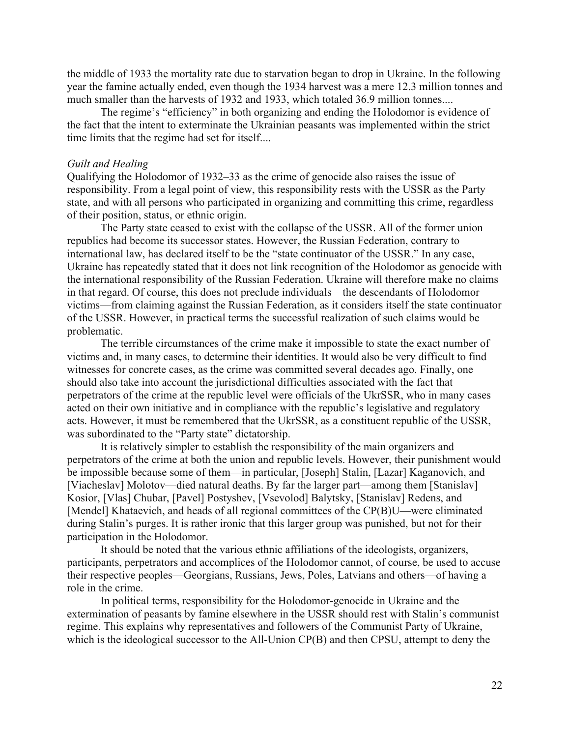the middle of 1933 the mortality rate due to starvation began to drop in Ukraine. In the following year the famine actually ended, even though the 1934 harvest was a mere 12.3 million tonnes and much smaller than the harvests of 1932 and 1933, which totaled 36.9 million tonnes....

The regime's "efficiency" in both organizing and ending the Holodomor is evidence of the fact that the intent to exterminate the Ukrainian peasants was implemented within the strict time limits that the regime had set for itself....

*Guilt and Healing*

Qualifying the Holodomor of 1932–33 as the crime of genocide also raises the issue of responsibility. From a legal point of view, this responsibility rests with the USSR as the Party state, and with all persons who participated in organizing and committing this crime, regardless of their position, status, or ethnic origin.

The Party state ceased to exist with the collapse of the USSR. All of the former union republics had become its successor states. However, the Russian Federation, contrary to international law, has declared itself to be the "state continuator of the USSR." In any case, Ukraine has repeatedly stated that it does not link recognition of the Holodomor as genocide with the international responsibility of the Russian Federation. Ukraine will therefore make no claims in that regard. Of course, this does not preclude individuals—the descendants of Holodomor victims—from claiming against the Russian Federation, as it considers itself the state continuator of the USSR. However, in practical terms the successful realization of such claims would be problematic.

The terrible circumstances of the crime make it impossible to state the exact number of victims and, in many cases, to determine their identities. It would also be very difficult to find witnesses for concrete cases, as the crime was committed several decades ago. Finally, one should also take into account the jurisdictional difficulties associated with the fact that perpetrators of the crime at the republic level were officials of the UkrSSR, who in many cases acted on their own initiative and in compliance with the republic's legislative and regulatory acts. However, it must be remembered that the UkrSSR, as a constituent republic of the USSR, was subordinated to the "Party state" dictatorship.

It is relatively simpler to establish the responsibility of the main organizers and perpetrators of the crime at both the union and republic levels. However, their punishment would be impossible because some of them—in particular, [Joseph] Stalin, [Lazar] Kaganovich, and [Viacheslav] Molotov—died natural deaths. By far the larger part—among them [Stanislav] Kosior, [Vlas] Chubar, [Pavel] Postyshev, [Vsevolod] Balytsky, [Stanislav] Redens, and [Mendel] Khataevich, and heads of all regional committees of the CP(B)U—were eliminated during Stalin's purges. It is rather ironic that this larger group was punished, but not for their participation in the Holodomor.

It should be noted that the various ethnic affiliations of the ideologists, organizers, participants, perpetrators and accomplices of the Holodomor cannot, of course, be used to accuse their respective peoples—Georgians, Russians, Jews, Poles, Latvians and others—of having a role in the crime.

In political terms, responsibility for the Holodomor-genocide in Ukraine and the extermination of peasants by famine elsewhere in the USSR should rest with Stalin's communist regime. This explains why representatives and followers of the Communist Party of Ukraine, which is the ideological successor to the All-Union CP(B) and then CPSU, attempt to deny the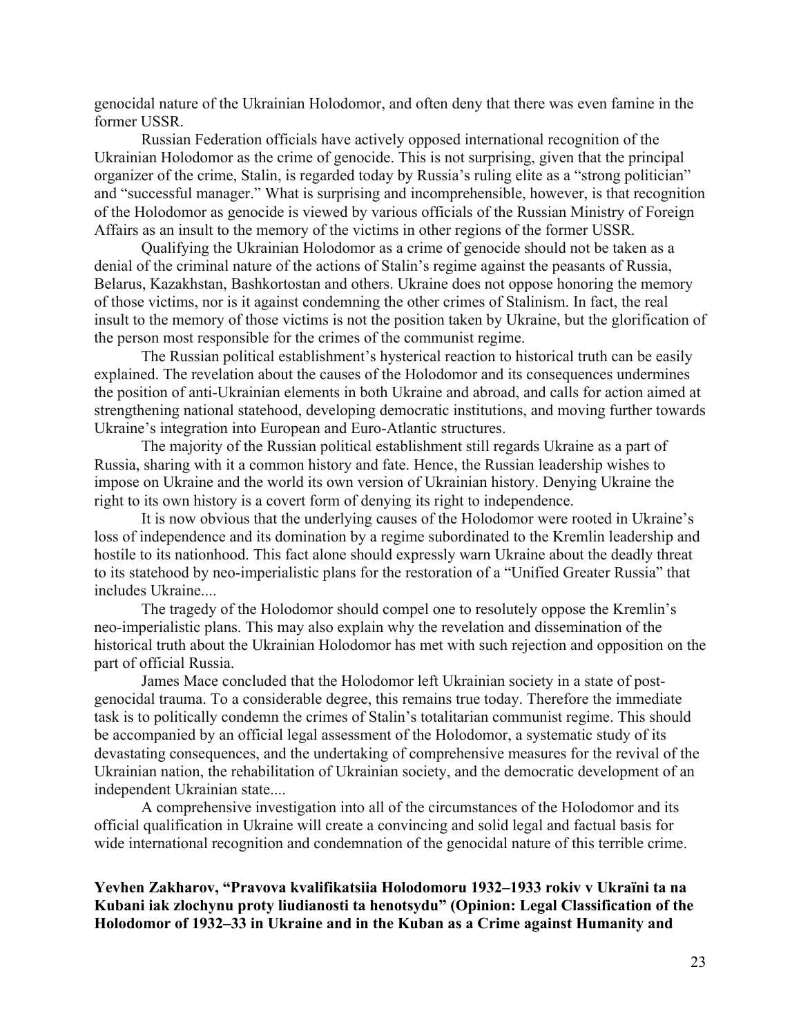genocidal nature of the Ukrainian Holodomor, and often deny that there was even famine in the former USSR.

Russian Federation officials have actively opposed international recognition of the Ukrainian Holodomor as the crime of genocide. This is not surprising, given that the principal organizer of the crime, Stalin, is regarded today by Russia's ruling elite as a "strong politician" and "successful manager." What is surprising and incomprehensible, however, is that recognition of the Holodomor as genocide is viewed by various officials of the Russian Ministry of Foreign Affairs as an insult to the memory of the victims in other regions of the former USSR.

Qualifying the Ukrainian Holodomor as a crime of genocide should not be taken as a denial of the criminal nature of the actions of Stalin's regime against the peasants of Russia, Belarus, Kazakhstan, Bashkortostan and others. Ukraine does not oppose honoring the memory of those victims, nor is it against condemning the other crimes of Stalinism. In fact, the real insult to the memory of those victims is not the position taken by Ukraine, but the glorification of the person most responsible for the crimes of the communist regime.

The Russian political establishment's hysterical reaction to historical truth can be easily explained. The revelation about the causes of the Holodomor and its consequences undermines the position of anti-Ukrainian elements in both Ukraine and abroad, and calls for action aimed at strengthening national statehood, developing democratic institutions, and moving further towards Ukraine's integration into European and Euro-Atlantic structures.

The majority of the Russian political establishment still regards Ukraine as a part of Russia, sharing with it a common history and fate. Hence, the Russian leadership wishes to impose on Ukraine and the world its own version of Ukrainian history. Denying Ukraine the right to its own history is a covert form of denying its right to independence.

It is now obvious that the underlying causes of the Holodomor were rooted in Ukraine's loss of independence and its domination by a regime subordinated to the Kremlin leadership and hostile to its nationhood. This fact alone should expressly warn Ukraine about the deadly threat to its statehood by neo-imperialistic plans for the restoration of a "Unified Greater Russia" that includes Ukraine....

The tragedy of the Holodomor should compel one to resolutely oppose the Kremlin's neo-imperialistic plans. This may also explain why the revelation and dissemination of the historical truth about the Ukrainian Holodomor has met with such rejection and opposition on the part of official Russia.

James Mace concluded that the Holodomor left Ukrainian society in a state of post-genocidal trauma. To a considerable degree, this remains true today. Therefore the immediate task is to politically condemn the crimes of Stalin's totalitarian communist regime. This should be accompanied by an official legal assessment of the Holodomor, a systematic study of its devastating consequences, and the undertaking of comprehensive measures for the revival of the Ukrainian nation, the rehabilitation of Ukrainian society, and the democratic development of an independent Ukrainian state....

A comprehensive investigation into all of the circumstances of the Holodomor and its official qualification in Ukraine will create a convincing and solid legal and factual basis for wide international recognition and condemnation of the genocidal nature of this terrible crime.

**Yevhen Zakharov, "Pravova kvalifikatsiia Holodomoru 1932–1933 rokiv v Ukraïni ta na Kubani iak zlochynu proty liudianosti ta henotsydu" (Opinion: Legal Classification of the Holodomor of 1932–33 in Ukraine and in the Kuban as a Crime against Humanity and**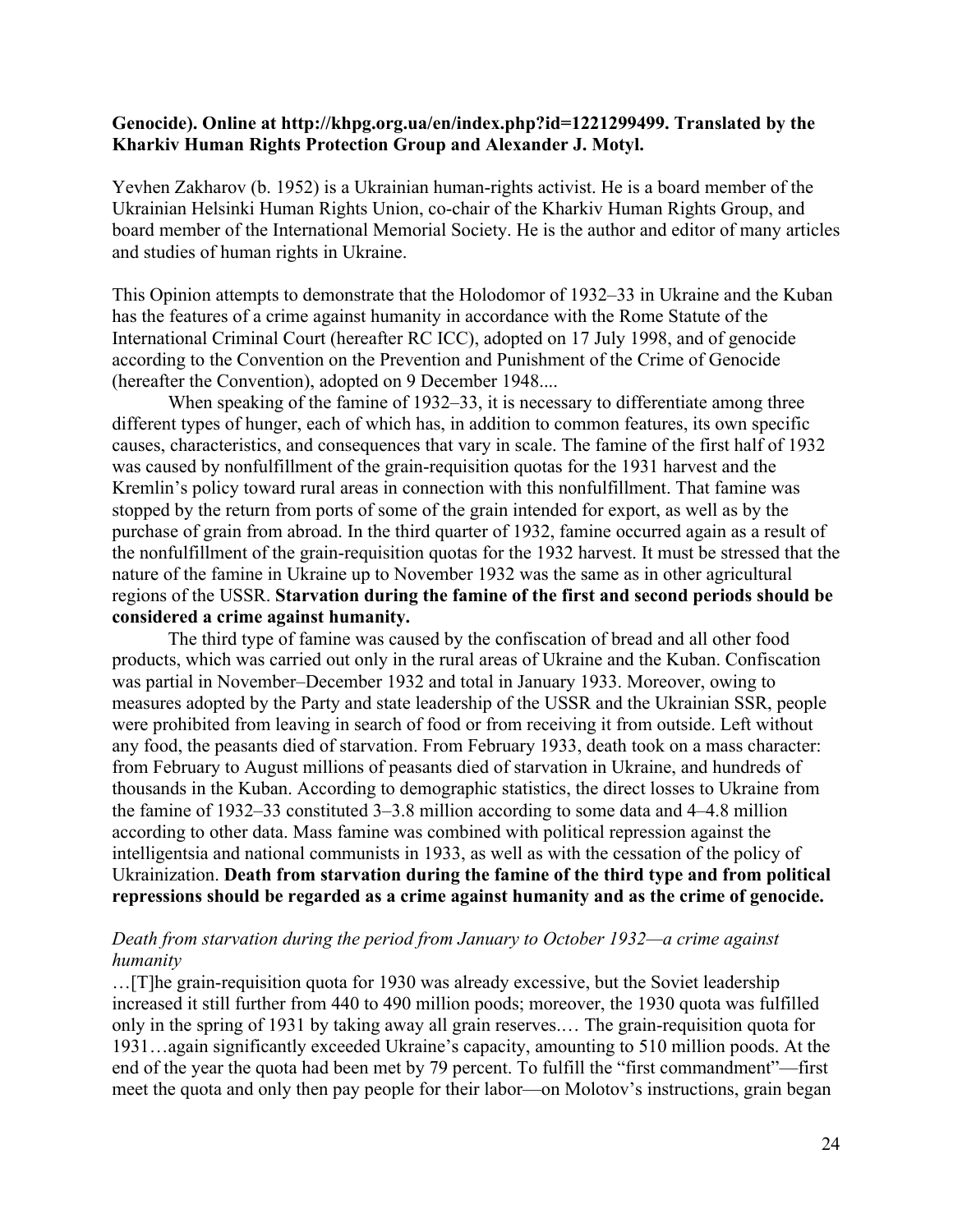**Genocide). Online at http://khpg.org.ua/en/index.php?id=1221299499. Translated by the Kharkiv Human Rights Protection Group and Alexander J. Motyl.**

Yevhen Zakharov (b. 1952) is a Ukrainian human-rights activist. He is a board member of the Ukrainian Helsinki Human Rights Union, co-chair of the Kharkiv Human Rights Group, and board member of the International Memorial Society. He is the author and editor of many articles and studies of human rights in Ukraine.

This Opinion attempts to demonstrate that the Holodomor of 1932–33 in Ukraine and the Kuban has the features of a crime against humanity in accordance with the Rome Statute of the International Criminal Court (hereafter RC ICC), adopted on 17 July 1998, and of genocide according to the Convention on the Prevention and Punishment of the Crime of Genocide (hereafter the Convention), adopted on 9 December 1948....

When speaking of the famine of 1932–33, it is necessary to differentiate among three different types of hunger, each of which has, in addition to common features, its own specific causes, characteristics, and consequences that vary in scale. The famine of the first half of 1932 was caused by nonfulfillment of the grain-requisition quotas for the 1931 harvest and the Kremlin's policy toward rural areas in connection with this nonfulfillment. That famine was stopped by the return from ports of some of the grain intended for export, as well as by the purchase of grain from abroad. In the third quarter of 1932, famine occurred again as a result of the nonfulfillment of the grain-requisition quotas for the 1932 harvest. It must be stressed that the nature of the famine in Ukraine up to November 1932 was the same as in other agricultural regions of the USSR. **Starvation during the famine of the first and second periods should be considered a crime against humanity.**

The third type of famine was caused by the confiscation of bread and all other food products, which was carried out only in the rural areas of Ukraine and the Kuban. Confiscation was partial in November–December 1932 and total in January 1933. Moreover, owing to measures adopted by the Party and state leadership of the USSR and the Ukrainian SSR, people were prohibited from leaving in search of food or from receiving it from outside. Left without any food, the peasants died of starvation. From February 1933, death took on a mass character: from February to August millions of peasants died of starvation in Ukraine, and hundreds of thousands in the Kuban. According to demographic statistics, the direct losses to Ukraine from the famine of 1932–33 constituted 3–3.8 million according to some data and 4–4.8 million according to other data. Mass famine was combined with political repression against the intelligentsia and national communists in 1933, as well as with the cessation of the policy of Ukrainization. **Death from starvation during the famine of the third type and from political repressions should be regarded as a crime against humanity and as the crime of genocide.**

*Death from starvation during the period from January to October 1932—a crime against humanity*

…[T]he grain-requisition quota for 1930 was already excessive, but the Soviet leadership increased it still further from 440 to 490 million poods; moreover, the 1930 quota was fulfilled only in the spring of 1931 by taking away all grain reserves.… The grain-requisition quota for 1931…again significantly exceeded Ukraine's capacity, amounting to 510 million poods. At the end of the year the quota had been met by 79 percent. To fulfill the "first commandment"—first meet the quota and only then pay people for their labor—on Molotov's instructions, grain began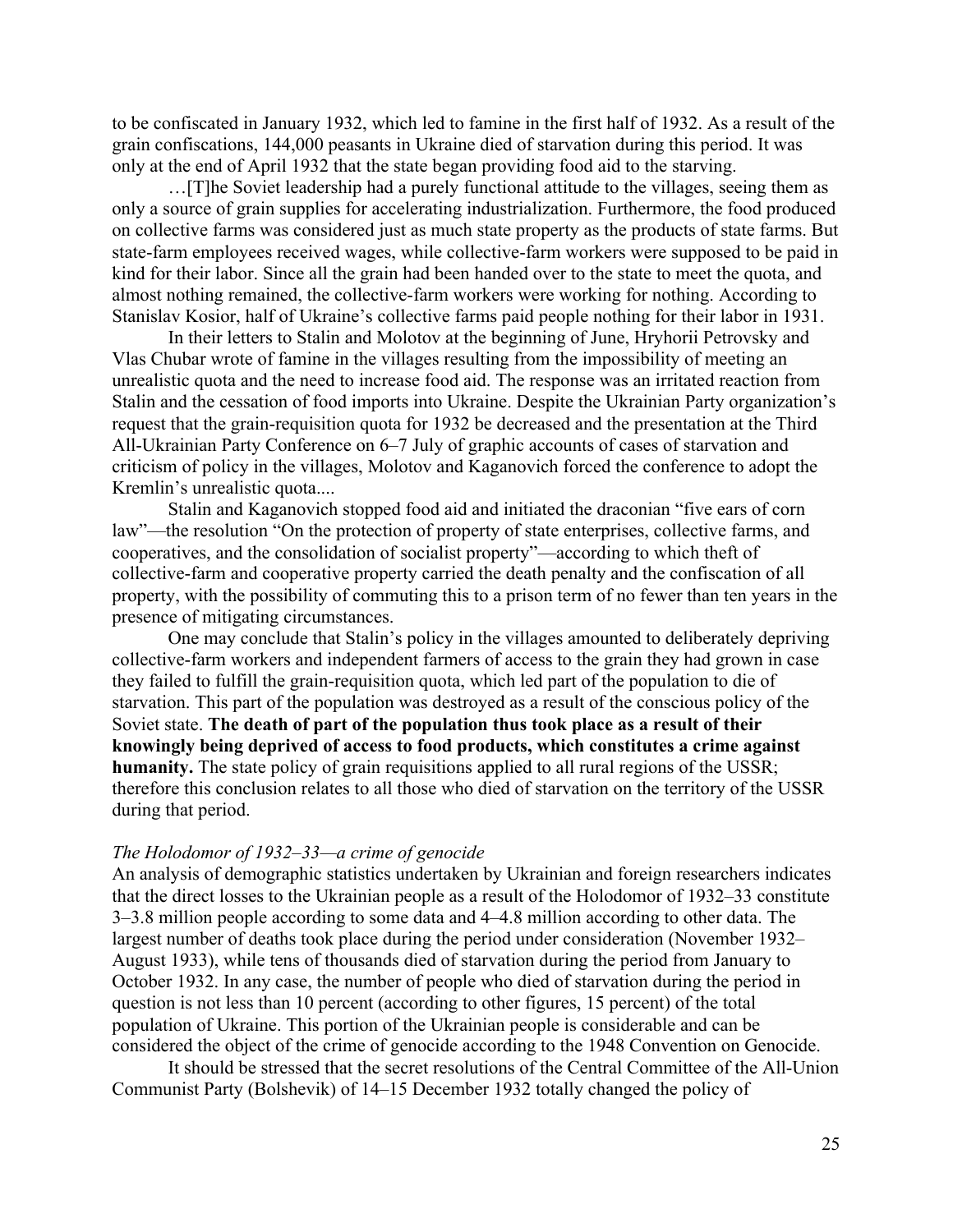to be confiscated in January 1932, which led to famine in the first half of 1932. As a result of the grain confiscations, 144,000 peasants in Ukraine died of starvation during this period. It was only at the end of April 1932 that the state began providing food aid to the starving.

…[T]he Soviet leadership had a purely functional attitude to the villages, seeing them as only a source of grain supplies for accelerating industrialization. Furthermore, the food produced on collective farms was considered just as much state property as the products of state farms. But state-farm employees received wages, while collective-farm workers were supposed to be paid in kind for their labor. Since all the grain had been handed over to the state to meet the quota, and almost nothing remained, the collective-farm workers were working for nothing. According to Stanislav Kosior, half of Ukraine's collective farms paid people nothing for their labor in 1931.

In their letters to Stalin and Molotov at the beginning of June, Hryhorii Petrovsky and Vlas Chubar wrote of famine in the villages resulting from the impossibility of meeting an unrealistic quota and the need to increase food aid. The response was an irritated reaction from Stalin and the cessation of food imports into Ukraine. Despite the Ukrainian Party organization's request that the grain-requisition quota for 1932 be decreased and the presentation at the Third All-Ukrainian Party Conference on 6–7 July of graphic accounts of cases of starvation and criticism of policy in the villages, Molotov and Kaganovich forced the conference to adopt the Kremlin's unrealistic quota....

Stalin and Kaganovich stopped food aid and initiated the draconian "five ears of corn law"—the resolution "On the protection of property of state enterprises, collective farms, and cooperatives, and the consolidation of socialist property"—according to which theft of collective-farm and cooperative property carried the death penalty and the confiscation of all property, with the possibility of commuting this to a prison term of no fewer than ten years in the presence of mitigating circumstances.

One may conclude that Stalin's policy in the villages amounted to deliberately depriving collective-farm workers and independent farmers of access to the grain they had grown in case they failed to fulfill the grain-requisition quota, which led part of the population to die of starvation. This part of the population was destroyed as a result of the conscious policy of the Soviet state. **The death of part of the population thus took place as a result of their knowingly being deprived of access to food products, which constitutes a crime against humanity.** The state policy of grain requisitions applied to all rural regions of the USSR; therefore this conclusion relates to all those who died of starvation on the territory of the USSR during that period.

*The Holodomor of 1932–33—a crime of genocide*

An analysis of demographic statistics undertaken by Ukrainian and foreign researchers indicates that the direct losses to the Ukrainian people as a result of the Holodomor of 1932–33 constitute 3–3.8 million people according to some data and 4–4.8 million according to other data. The largest number of deaths took place during the period under consideration (November 1932–August 1933), while tens of thousands died of starvation during the period from January to October 1932. In any case, the number of people who died of starvation during the period in question is not less than 10 percent (according to other figures, 15 percent) of the total population of Ukraine. This portion of the Ukrainian people is considerable and can be considered the object of the crime of genocide according to the 1948 Convention on Genocide.

It should be stressed that the secret resolutions of the Central Committee of the All-Union Communist Party (Bolshevik) of 14–15 December 1932 totally changed the policy of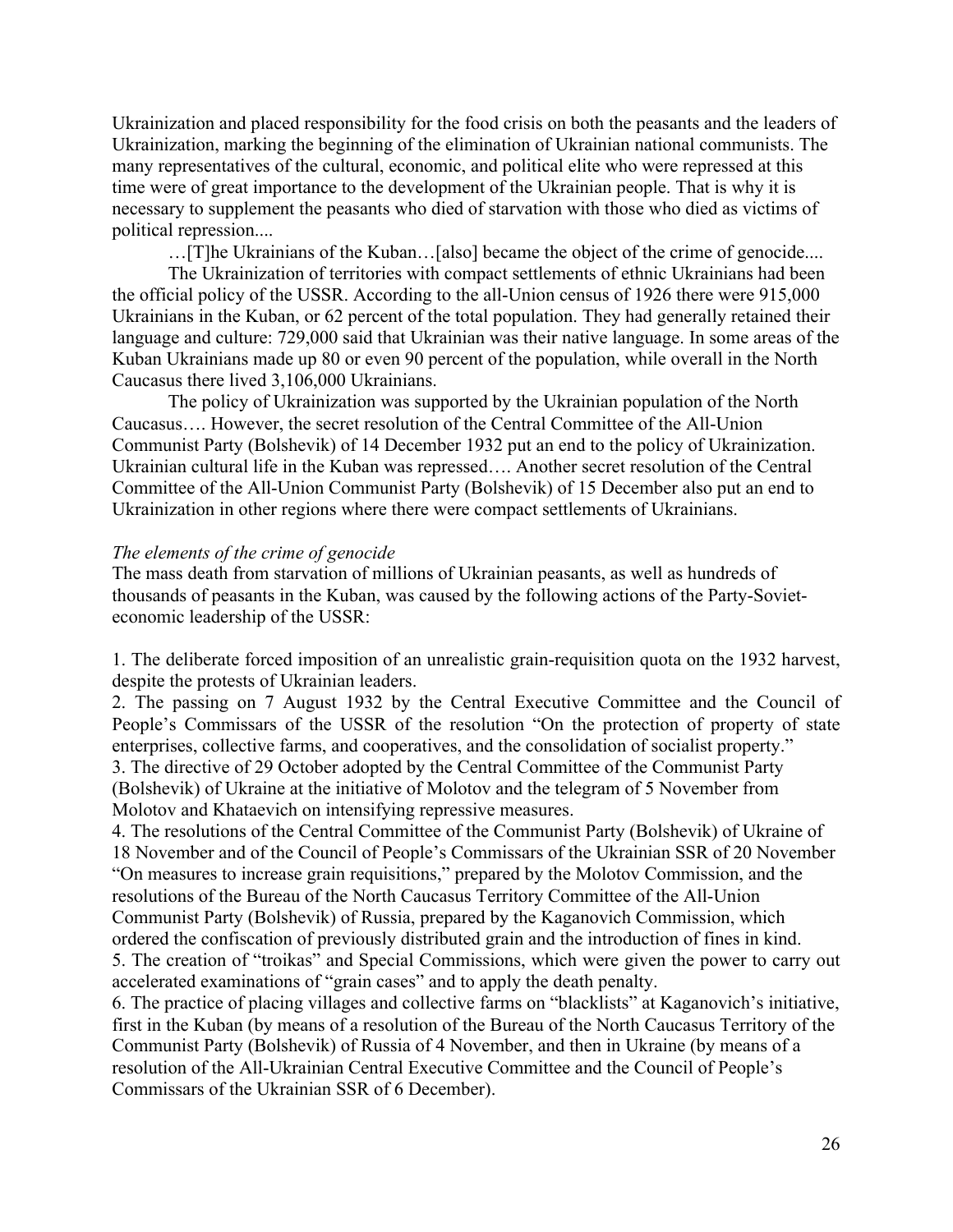Ukrainization and placed responsibility for the food crisis on both the peasants and the leaders of Ukrainization, marking the beginning of the elimination of Ukrainian national communists. The many representatives of the cultural, economic, and political elite who were repressed at this time were of great importance to the development of the Ukrainian people. That is why it is necessary to supplement the peasants who died of starvation with those who died as victims of political repression....

…[T]he Ukrainians of the Kuban…[also] became the object of the crime of genocide....

The Ukrainization of territories with compact settlements of ethnic Ukrainians had been the official policy of the USSR. According to the all-Union census of 1926 there were 915,000 Ukrainians in the Kuban, or 62 percent of the total population. They had generally retained their language and culture: 729,000 said that Ukrainian was their native language. In some areas of the Kuban Ukrainians made up 80 or even 90 percent of the population, while overall in the North Caucasus there lived 3,106,000 Ukrainians.

The policy of Ukrainization was supported by the Ukrainian population of the North Caucasus…. However, the secret resolution of the Central Committee of the All-Union Communist Party (Bolshevik) of 14 December 1932 put an end to the policy of Ukrainization. Ukrainian cultural life in the Kuban was repressed…. Another secret resolution of the Central Committee of the All-Union Communist Party (Bolshevik) of 15 December also put an end to Ukrainization in other regions where there were compact settlements of Ukrainians.

*The elements of the crime of genocide*

The mass death from starvation of millions of Ukrainian peasants, as well as hundreds of thousands of peasants in the Kuban, was caused by the following actions of the Party-Soviet-economic leadership of the USSR:

1. The deliberate forced imposition of an unrealistic grain-requisition quota on the 1932 harvest, despite the protests of Ukrainian leaders.
2. The passing on 7 August 1932 by the Central Executive Committee and the Council of People's Commissars of the USSR of the resolution "On the protection of property of state enterprises, collective farms, and cooperatives, and the consolidation of socialist property."
3. The directive of 29 October adopted by the Central Committee of the Communist Party (Bolshevik) of Ukraine at the initiative of Molotov and the telegram of 5 November from Molotov and Khataevich on intensifying repressive measures.
4. The resolutions of the Central Committee of the Communist Party (Bolshevik) of Ukraine of 18 November and of the Council of People's Commissars of the Ukrainian SSR of 20 November "On measures to increase grain requisitions," prepared by the Molotov Commission, and the resolutions of the Bureau of the North Caucasus Territory Committee of the All-Union Communist Party (Bolshevik) of Russia, prepared by the Kaganovich Commission, which ordered the confiscation of previously distributed grain and the introduction of fines in kind.
5. The creation of "troikas" and Special Commissions, which were given the power to carry out accelerated examinations of "grain cases" and to apply the death penalty.
6. The practice of placing villages and collective farms on "blacklists" at Kaganovich's initiative, first in the Kuban (by means of a resolution of the Bureau of the North Caucasus Territory of the Communist Party (Bolshevik) of Russia of 4 November, and then in Ukraine (by means of a resolution of the All-Ukrainian Central Executive Committee and the Council of People's Commissars of the Ukrainian SSR of 6 December).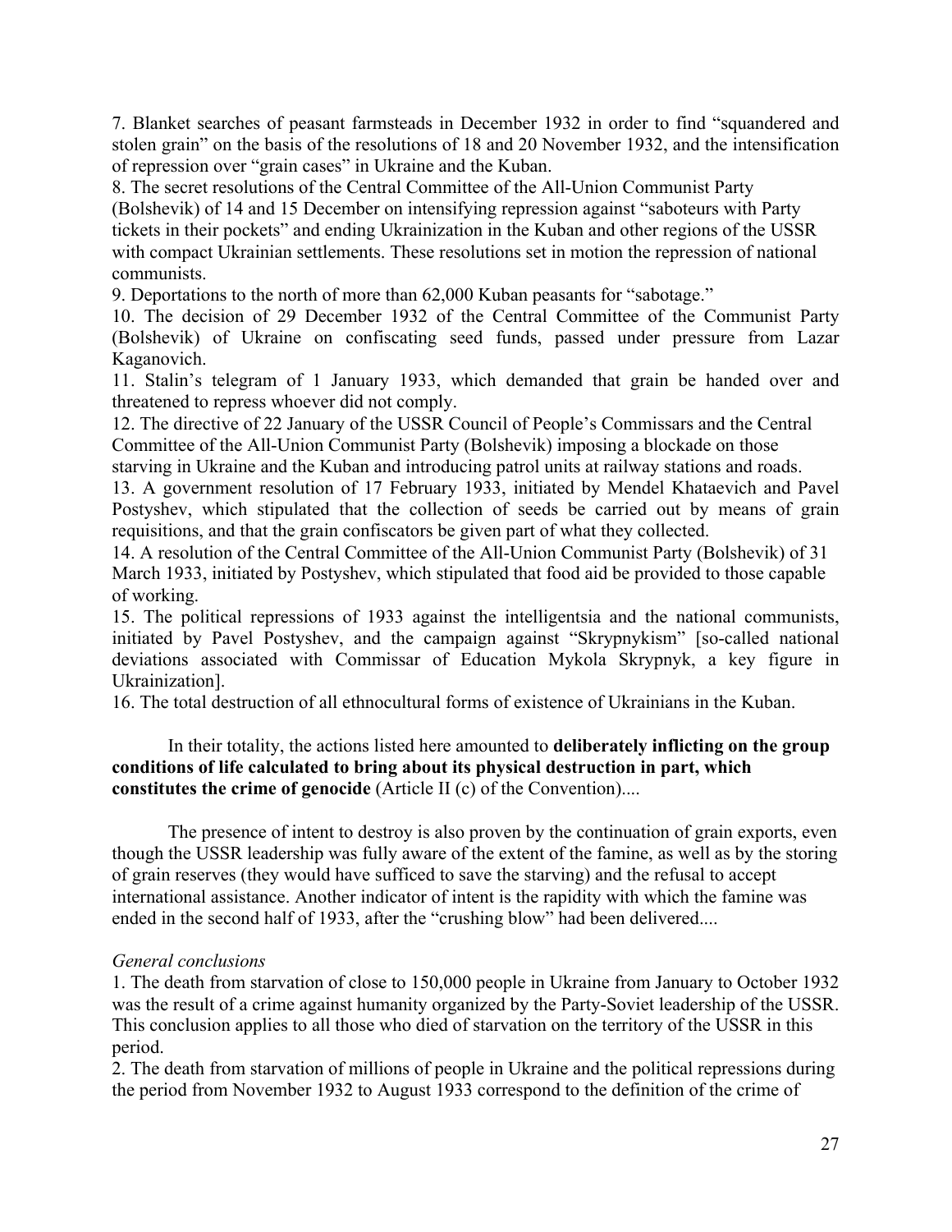7. Blanket searches of peasant farmsteads in December 1932 in order to find "squandered and stolen grain" on the basis of the resolutions of 18 and 20 November 1932, and the intensification of repression over "grain cases" in Ukraine and the Kuban.
8. The secret resolutions of the Central Committee of the All-Union Communist Party (Bolshevik) of 14 and 15 December on intensifying repression against "saboteurs with Party tickets in their pockets" and ending Ukrainization in the Kuban and other regions of the USSR with compact Ukrainian settlements. These resolutions set in motion the repression of national communists.
9. Deportations to the north of more than 62,000 Kuban peasants for "sabotage."
10. The decision of 29 December 1932 of the Central Committee of the Communist Party (Bolshevik) of Ukraine on confiscating seed funds, passed under pressure from Lazar Kaganovich.
11. Stalin's telegram of 1 January 1933, which demanded that grain be handed over and threatened to repress whoever did not comply.
12. The directive of 22 January of the USSR Council of People's Commissars and the Central Committee of the All-Union Communist Party (Bolshevik) imposing a blockade on those starving in Ukraine and the Kuban and introducing patrol units at railway stations and roads.
13. A government resolution of 17 February 1933, initiated by Mendel Khataevich and Pavel Postyshev, which stipulated that the collection of seeds be carried out by means of grain requisitions, and that the grain confiscators be given part of what they collected.
14. A resolution of the Central Committee of the All-Union Communist Party (Bolshevik) of 31 March 1933, initiated by Postyshev, which stipulated that food aid be provided to those capable of working.
15. The political repressions of 1933 against the intelligentsia and the national communists, initiated by Pavel Postyshev, and the campaign against "Skrypnykism" [so-called national deviations associated with Commissar of Education Mykola Skrypnyk, a key figure in Ukrainization].
16. The total destruction of all ethnocultural forms of existence of Ukrainians in the Kuban.

In their totality, the actions listed here amounted to **deliberately inflicting on the group conditions of life calculated to bring about its physical destruction in part, which constitutes the crime of genocide** (Article II (c) of the Convention)....

The presence of intent to destroy is also proven by the continuation of grain exports, even though the USSR leadership was fully aware of the extent of the famine, as well as by the storing of grain reserves (they would have sufficed to save the starving) and the refusal to accept international assistance. Another indicator of intent is the rapidity with which the famine was ended in the second half of 1933, after the "crushing blow" had been delivered....

*General conclusions*

1. The death from starvation of close to 150,000 people in Ukraine from January to October 1932 was the result of a crime against humanity organized by the Party-Soviet leadership of the USSR. This conclusion applies to all those who died of starvation on the territory of the USSR in this period.
2. The death from starvation of millions of people in Ukraine and the political repressions during the period from November 1932 to August 1933 correspond to the definition of the crime of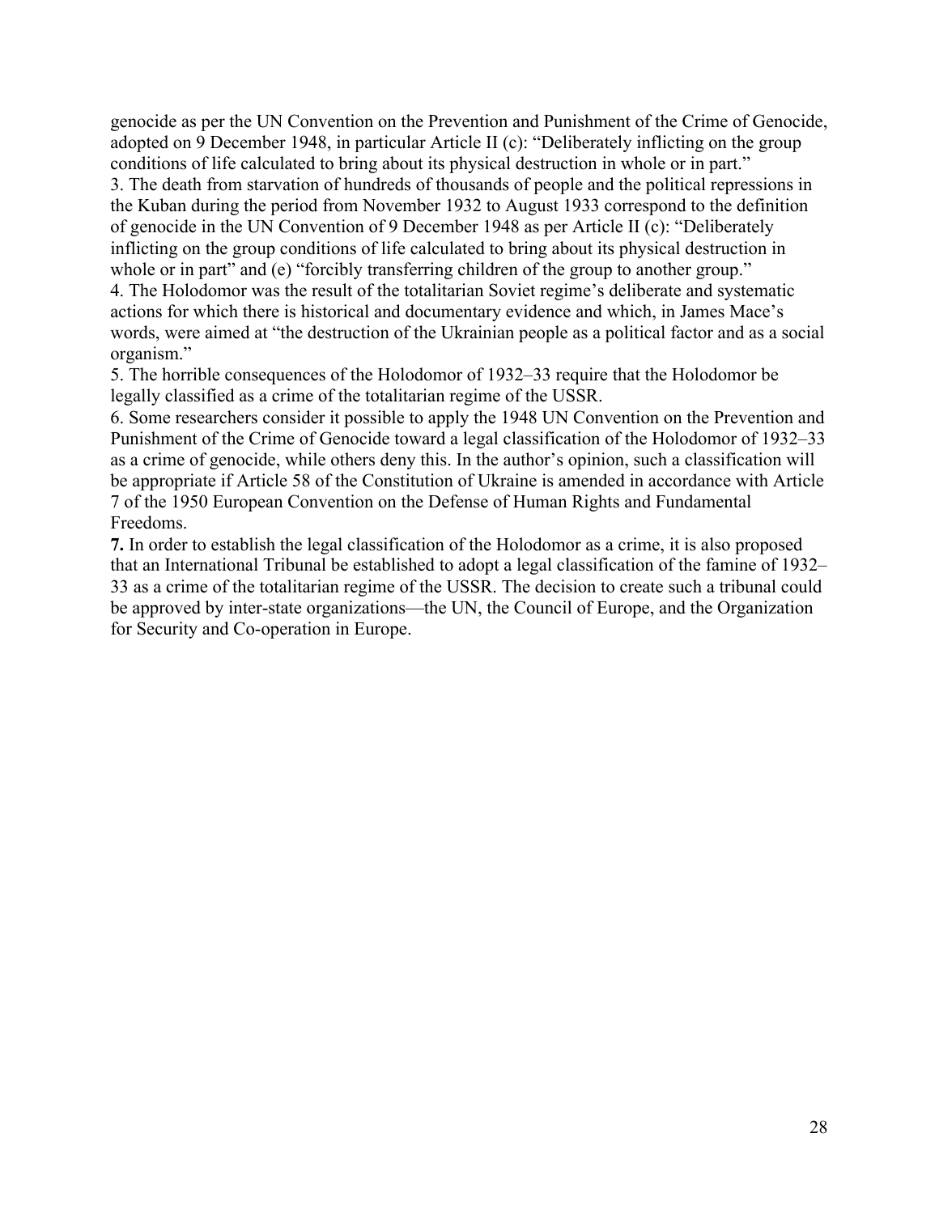genocide as per the UN Convention on the Prevention and Punishment of the Crime of Genocide, adopted on 9 December 1948, in particular Article II (c): "Deliberately inflicting on the group conditions of life calculated to bring about its physical destruction in whole or in part."

3. The death from starvation of hundreds of thousands of people and the political repressions in the Kuban during the period from November 1932 to August 1933 correspond to the definition of genocide in the UN Convention of 9 December 1948 as per Article II (c): "Deliberately inflicting on the group conditions of life calculated to bring about its physical destruction in whole or in part" and (e) "forcibly transferring children of the group to another group."

4. The Holodomor was the result of the totalitarian Soviet regime's deliberate and systematic actions for which there is historical and documentary evidence and which, in James Mace's words, were aimed at "the destruction of the Ukrainian people as a political factor and as a social organism."

5. The horrible consequences of the Holodomor of 1932–33 require that the Holodomor be legally classified as a crime of the totalitarian regime of the USSR.

6. Some researchers consider it possible to apply the 1948 UN Convention on the Prevention and Punishment of the Crime of Genocide toward a legal classification of the Holodomor of 1932–33 as a crime of genocide, while others deny this. In the author's opinion, such a classification will be appropriate if Article 58 of the Constitution of Ukraine is amended in accordance with Article 7 of the 1950 European Convention on the Defense of Human Rights and Fundamental Freedoms.

**7.** In order to establish the legal classification of the Holodomor as a crime, it is also proposed that an International Tribunal be established to adopt a legal classification of the famine of 1932–33 as a crime of the totalitarian regime of the USSR. The decision to create such a tribunal could be approved by inter-state organizations—the UN, the Council of Europe, and the Organization for Security and Co-operation in Europe.